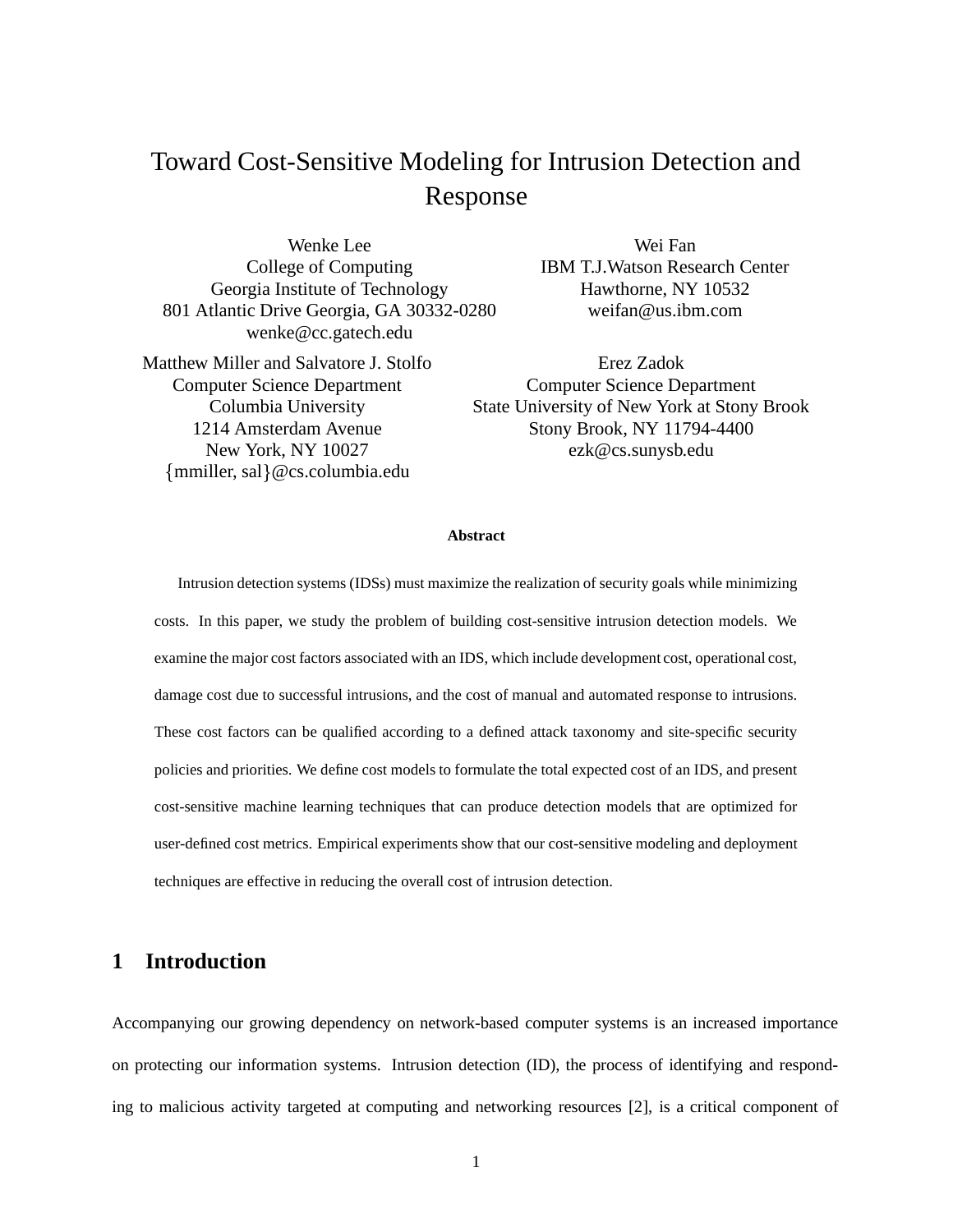# Toward Cost-Sensitive Modeling for Intrusion Detection and Response

Wenke Lee
College of Computing
Georgia Institute of Technology
801 Atlantic Drive Georgia, GA 30332-0280
wenke@cc.gatech.edu

Wei Fan
IBM T.J.Watson Research Center
Hawthorne, NY 10532
weifan@us.ibm.com

Matthew Miller and Salvatore J. Stolfo
Computer Science Department
Columbia University
1214 Amsterdam Avenue
New York, NY 10027
{mmiller, sal}@cs.columbia.edu

Erez Zadok
Computer Science Department
State University of New York at Stony Brook
Stony Brook, NY 11794-4400
ezk@cs.sunysb.edu

**Abstract**

Intrusion detection systems (IDSs) must maximize the realization of security goals while minimizing costs. In this paper, we study the problem of building cost-sensitive intrusion detection models. We examine the major cost factors associated with an IDS, which include development cost, operational cost, damage cost due to successful intrusions, and the cost of manual and automated response to intrusions. These cost factors can be qualified according to a defined attack taxonomy and site-specific security policies and priorities. We define cost models to formulate the total expected cost of an IDS, and present cost-sensitive machine learning techniques that can produce detection models that are optimized for user-defined cost metrics. Empirical experiments show that our cost-sensitive modeling and deployment techniques are effective in reducing the overall cost of intrusion detection.

## 1 Introduction

Accompanying our growing dependency on network-based computer systems is an increased importance on protecting our information systems. Intrusion detection (ID), the process of identifying and responding to malicious activity targeted at computing and networking resources [2], is a critical component of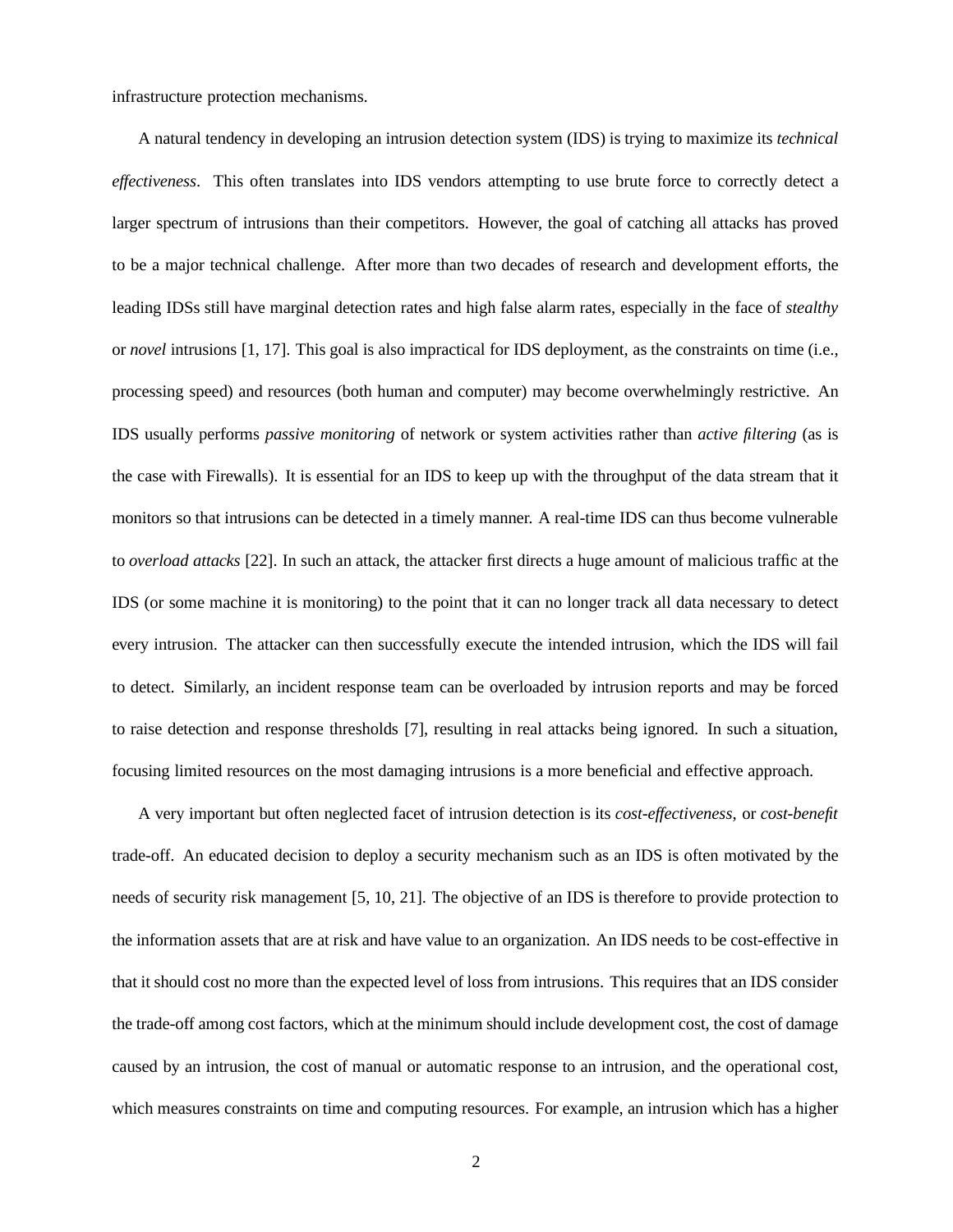infrastructure protection mechanisms.

A natural tendency in developing an intrusion detection system (IDS) is trying to maximize its *technical effectiveness*. This often translates into IDS vendors attempting to use brute force to correctly detect a larger spectrum of intrusions than their competitors. However, the goal of catching all attacks has proved to be a major technical challenge. After more than two decades of research and development efforts, the leading IDSs still have marginal detection rates and high false alarm rates, especially in the face of *stealthy* or *novel* intrusions [1, 17]. This goal is also impractical for IDS deployment, as the constraints on time (i.e., processing speed) and resources (both human and computer) may become overwhelmingly restrictive. An IDS usually performs *passive monitoring* of network or system activities rather than *active filtering* (as is the case with Firewalls). It is essential for an IDS to keep up with the throughput of the data stream that it monitors so that intrusions can be detected in a timely manner. A real-time IDS can thus become vulnerable to *overload attacks* [22]. In such an attack, the attacker first directs a huge amount of malicious traffic at the IDS (or some machine it is monitoring) to the point that it can no longer track all data necessary to detect every intrusion. The attacker can then successfully execute the intended intrusion, which the IDS will fail to detect. Similarly, an incident response team can be overloaded by intrusion reports and may be forced to raise detection and response thresholds [7], resulting in real attacks being ignored. In such a situation, focusing limited resources on the most damaging intrusions is a more beneficial and effective approach.

A very important but often neglected facet of intrusion detection is its *cost-effectiveness*, or *cost-benefit* trade-off. An educated decision to deploy a security mechanism such as an IDS is often motivated by the needs of security risk management [5, 10, 21]. The objective of an IDS is therefore to provide protection to the information assets that are at risk and have value to an organization. An IDS needs to be cost-effective in that it should cost no more than the expected level of loss from intrusions. This requires that an IDS consider the trade-off among cost factors, which at the minimum should include development cost, the cost of damage caused by an intrusion, the cost of manual or automatic response to an intrusion, and the operational cost, which measures constraints on time and computing resources. For example, an intrusion which has a higher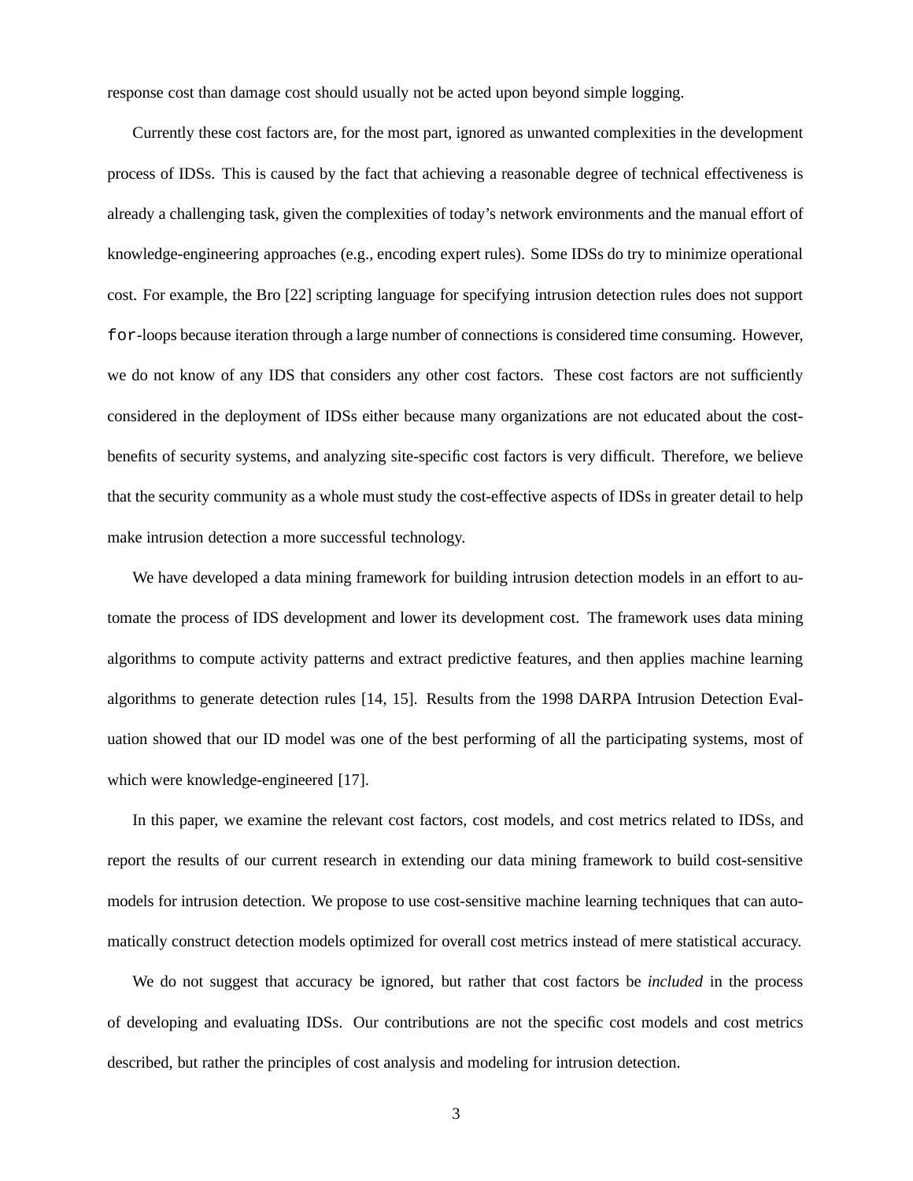response cost than damage cost should usually not be acted upon beyond simple logging.

Currently these cost factors are, for the most part, ignored as unwanted complexities in the development process of IDSs. This is caused by the fact that achieving a reasonable degree of technical effectiveness is already a challenging task, given the complexities of today's network environments and the manual effort of knowledge-engineering approaches (e.g., encoding expert rules). Some IDSs do try to minimize operational cost. For example, the Bro [22] scripting language for specifying intrusion detection rules does not support `for`-loops because iteration through a large number of connections is considered time consuming. However, we do not know of any IDS that considers any other cost factors. These cost factors are not sufficiently considered in the deployment of IDSs either because many organizations are not educated about the cost-benefits of security systems, and analyzing site-specific cost factors is very difficult. Therefore, we believe that the security community as a whole must study the cost-effective aspects of IDSs in greater detail to help make intrusion detection a more successful technology.

We have developed a data mining framework for building intrusion detection models in an effort to automate the process of IDS development and lower its development cost. The framework uses data mining algorithms to compute activity patterns and extract predictive features, and then applies machine learning algorithms to generate detection rules [14, 15]. Results from the 1998 DARPA Intrusion Detection Evaluation showed that our ID model was one of the best performing of all the participating systems, most of which were knowledge-engineered [17].

In this paper, we examine the relevant cost factors, cost models, and cost metrics related to IDSs, and report the results of our current research in extending our data mining framework to build cost-sensitive models for intrusion detection. We propose to use cost-sensitive machine learning techniques that can automatically construct detection models optimized for overall cost metrics instead of mere statistical accuracy.

We do not suggest that accuracy be ignored, but rather that cost factors be *included* in the process of developing and evaluating IDSs. Our contributions are not the specific cost models and cost metrics described, but rather the principles of cost analysis and modeling for intrusion detection.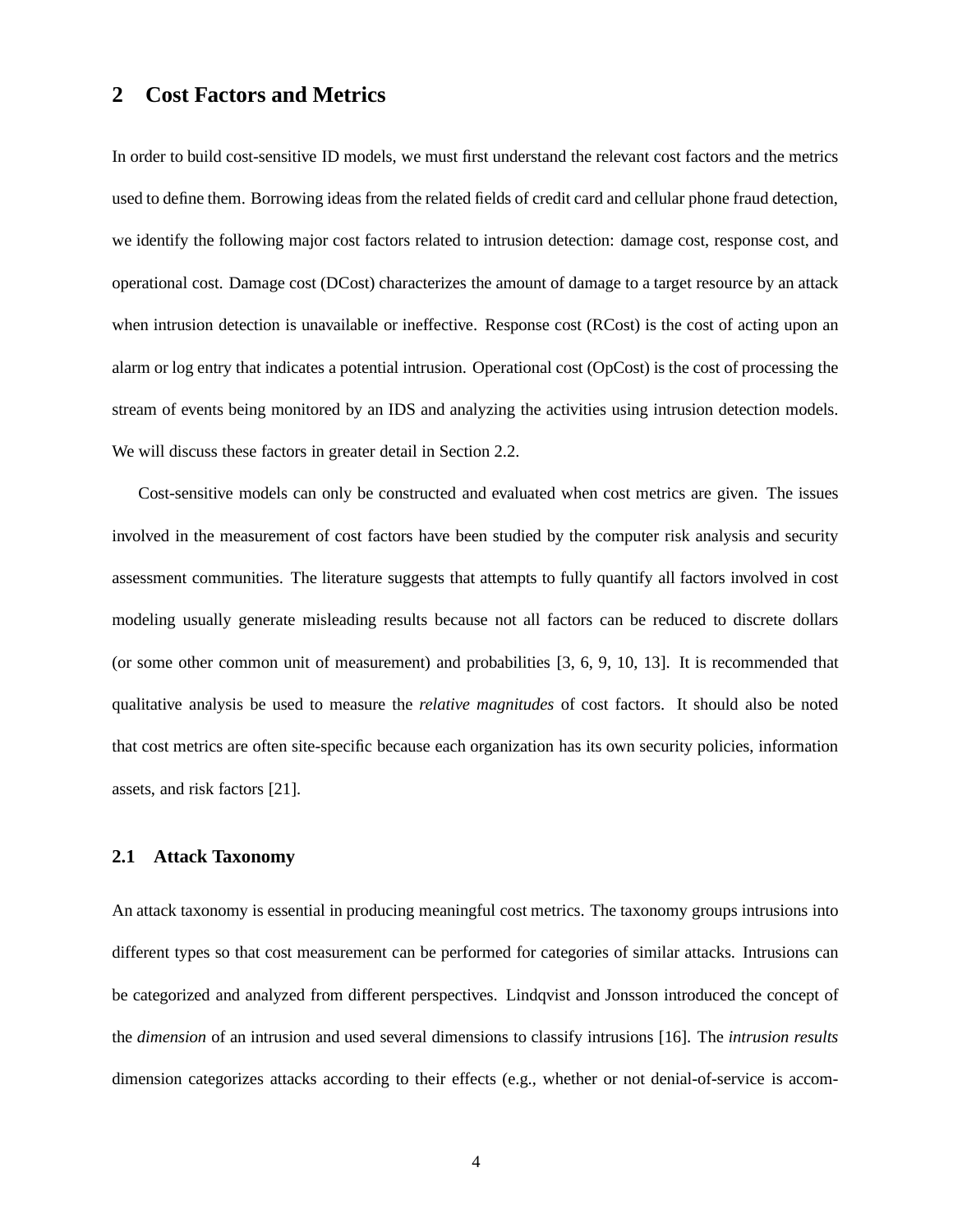## 2 Cost Factors and Metrics

In order to build cost-sensitive ID models, we must first understand the relevant cost factors and the metrics used to define them. Borrowing ideas from the related fields of credit card and cellular phone fraud detection, we identify the following major cost factors related to intrusion detection: damage cost, response cost, and operational cost. Damage cost (DCost) characterizes the amount of damage to a target resource by an attack when intrusion detection is unavailable or ineffective. Response cost (RCost) is the cost of acting upon an alarm or log entry that indicates a potential intrusion. Operational cost (OpCost) is the cost of processing the stream of events being monitored by an IDS and analyzing the activities using intrusion detection models. We will discuss these factors in greater detail in Section 2.2.

Cost-sensitive models can only be constructed and evaluated when cost metrics are given. The issues involved in the measurement of cost factors have been studied by the computer risk analysis and security assessment communities. The literature suggests that attempts to fully quantify all factors involved in cost modeling usually generate misleading results because not all factors can be reduced to discrete dollars (or some other common unit of measurement) and probabilities [3, 6, 9, 10, 13]. It is recommended that qualitative analysis be used to measure the *relative magnitudes* of cost factors. It should also be noted that cost metrics are often site-specific because each organization has its own security policies, information assets, and risk factors [21].

### 2.1 Attack Taxonomy

An attack taxonomy is essential in producing meaningful cost metrics. The taxonomy groups intrusions into different types so that cost measurement can be performed for categories of similar attacks. Intrusions can be categorized and analyzed from different perspectives. Lindqvist and Jonsson introduced the concept of the *dimension* of an intrusion and used several dimensions to classify intrusions [16]. The *intrusion results* dimension categorizes attacks according to their effects (e.g., whether or not denial-of-service is accom-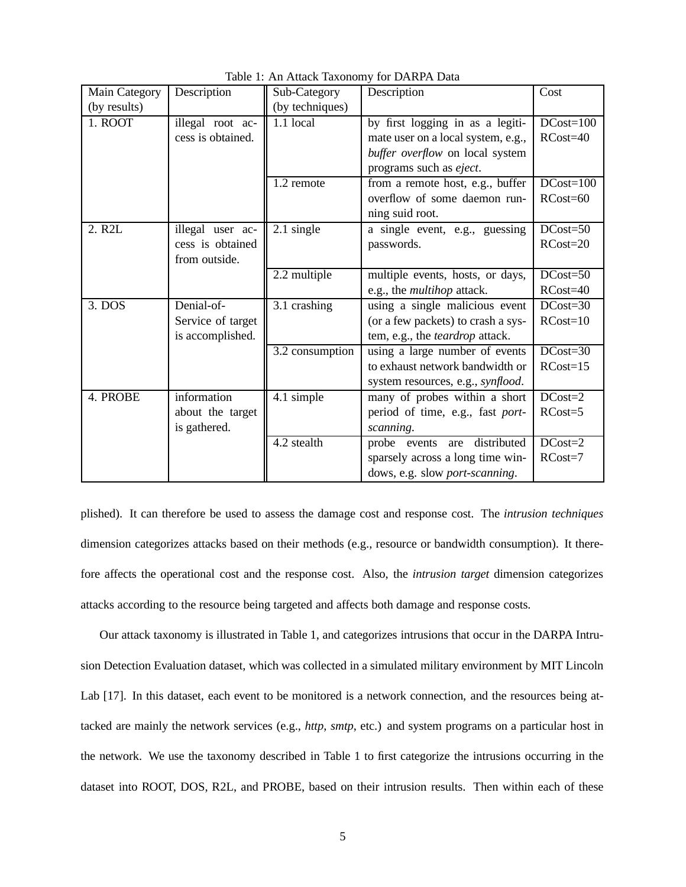Table 1: An Attack Taxonomy for DARPA Data

| Main Category (by results) | Description | Sub-Category (by techniques) | Description | Cost |
|---|---|---|---|---|
| 1. ROOT | illegal root access is obtained. | 1.1 local | by first logging in as a legitimate user on a local system, e.g., *buffer overflow* on local system programs such as *eject*. | DCost=100 RCost=40 |
| | | 1.2 remote | from a remote host, e.g., buffer overflow of some daemon running suid root. | DCost=100 RCost=60 |
| 2. R2L | illegal user access is obtained from outside. | 2.1 single | a single event, e.g., guessing passwords. | DCost=50 RCost=20 |
| | | 2.2 multiple | multiple events, hosts, or days, e.g., the *multihop* attack. | DCost=50 RCost=40 |
| 3. DOS | Denial-of-Service of target is accomplished. | 3.1 crashing | using a single malicious event (or a few packets) to crash a system, e.g., the *teardrop* attack. | DCost=30 RCost=10 |
| | | 3.2 consumption | using a large number of events to exhaust network bandwidth or system resources, e.g., *synflood*. | DCost=30 RCost=15 |
| 4. PROBE | information about the target is gathered. | 4.1 simple | many of probes within a short period of time, e.g., fast *port-scanning*. | DCost=2 RCost=5 |
| | | 4.2 stealth | probe events are distributed sparsely across a long time windows, e.g. slow *port-scanning*. | DCost=2 RCost=7 |

plished). It can therefore be used to assess the damage cost and response cost. The *intrusion techniques* dimension categorizes attacks based on their methods (e.g., resource or bandwidth consumption). It therefore affects the operational cost and the response cost. Also, the *intrusion target* dimension categorizes attacks according to the resource being targeted and affects both damage and response costs.

Our attack taxonomy is illustrated in Table 1, and categorizes intrusions that occur in the DARPA Intrusion Detection Evaluation dataset, which was collected in a simulated military environment by MIT Lincoln Lab [17]. In this dataset, each event to be monitored is a network connection, and the resources being attacked are mainly the network services (e.g., *http*, *smtp*, etc.) and system programs on a particular host in the network. We use the taxonomy described in Table 1 to first categorize the intrusions occurring in the dataset into ROOT, DOS, R2L, and PROBE, based on their intrusion results. Then within each of these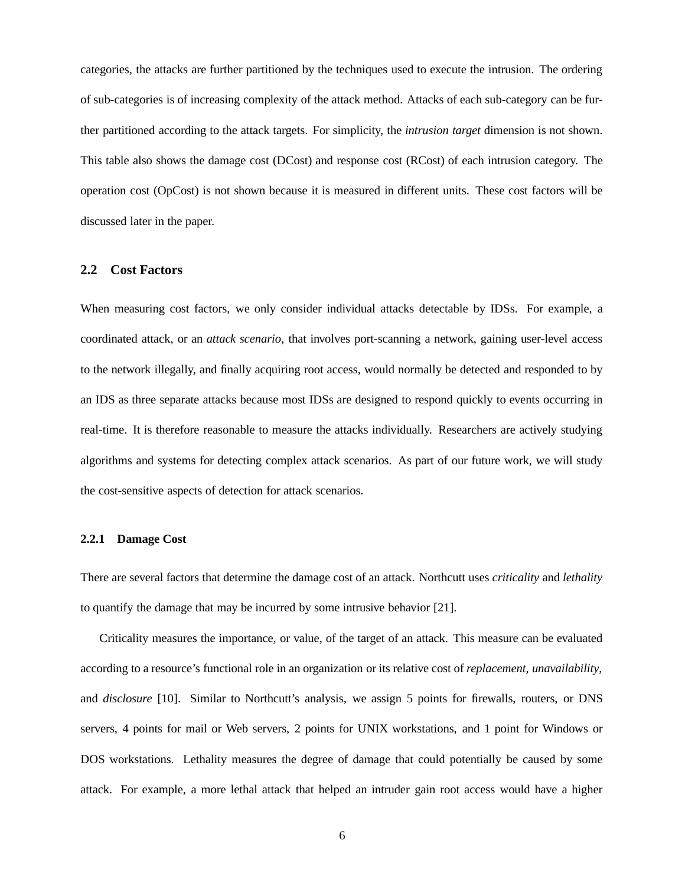categories, the attacks are further partitioned by the techniques used to execute the intrusion. The ordering of sub-categories is of increasing complexity of the attack method. Attacks of each sub-category can be further partitioned according to the attack targets. For simplicity, the *intrusion target* dimension is not shown. This table also shows the damage cost (DCost) and response cost (RCost) of each intrusion category. The operation cost (OpCost) is not shown because it is measured in different units. These cost factors will be discussed later in the paper.

## 2.2 Cost Factors

When measuring cost factors, we only consider individual attacks detectable by IDSs. For example, a coordinated attack, or an *attack scenario*, that involves port-scanning a network, gaining user-level access to the network illegally, and finally acquiring root access, would normally be detected and responded to by an IDS as three separate attacks because most IDSs are designed to respond quickly to events occurring in real-time. It is therefore reasonable to measure the attacks individually. Researchers are actively studying algorithms and systems for detecting complex attack scenarios. As part of our future work, we will study the cost-sensitive aspects of detection for attack scenarios.

### 2.2.1 Damage Cost

There are several factors that determine the damage cost of an attack. Northcutt uses *criticality* and *lethality* to quantify the damage that may be incurred by some intrusive behavior [21].

Criticality measures the importance, or value, of the target of an attack. This measure can be evaluated according to a resource's functional role in an organization or its relative cost of *replacement*, *unavailability*, and *disclosure* [10]. Similar to Northcutt's analysis, we assign 5 points for firewalls, routers, or DNS servers, 4 points for mail or Web servers, 2 points for UNIX workstations, and 1 point for Windows or DOS workstations. Lethality measures the degree of damage that could potentially be caused by some attack. For example, a more lethal attack that helped an intruder gain root access would have a higher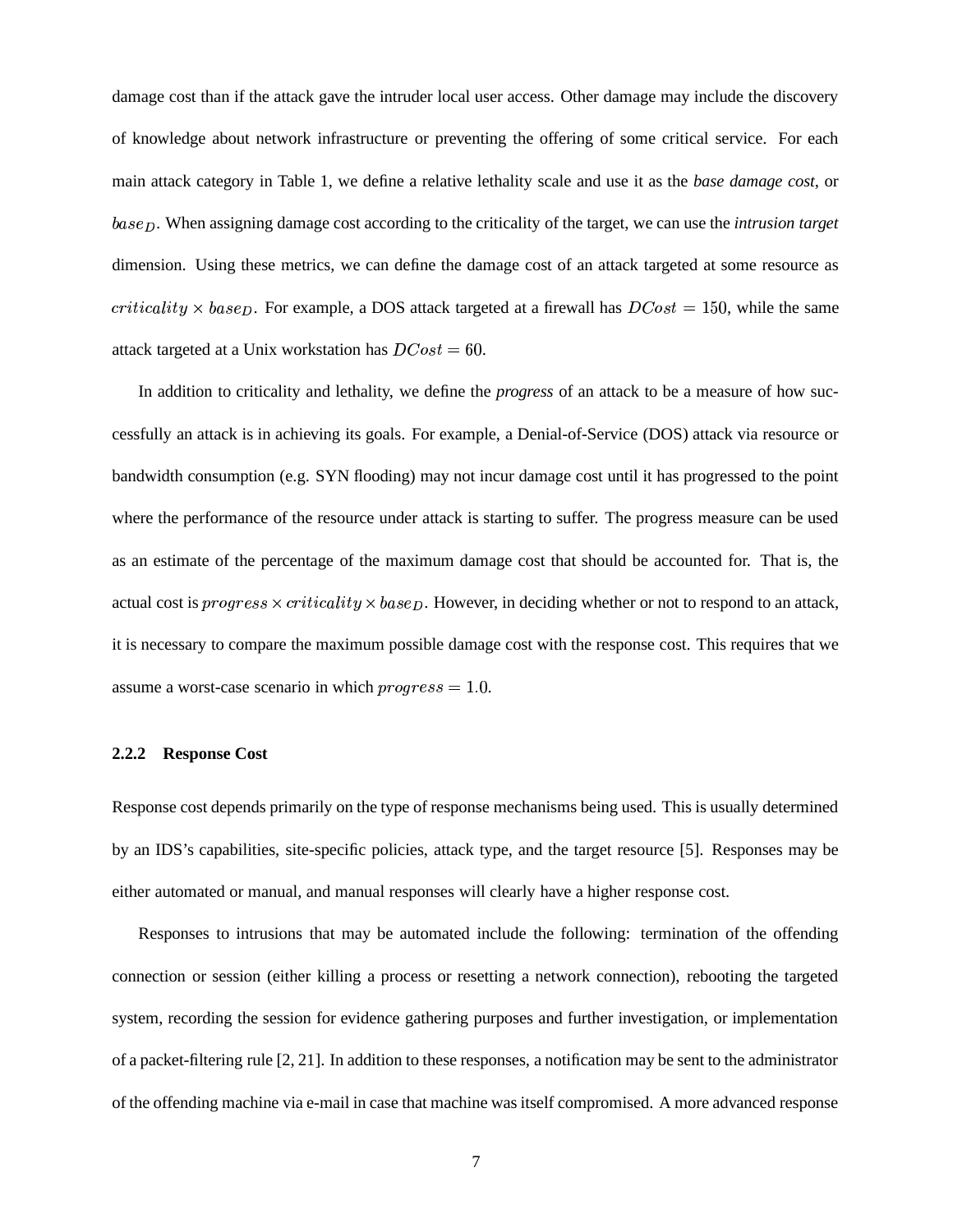damage cost than if the attack gave the intruder local user access. Other damage may include the discovery of knowledge about network infrastructure or preventing the offering of some critical service. For each main attack category in Table 1, we define a relative lethality scale and use it as the *base damage cost*, or $base_D$. When assigning damage cost according to the criticality of the target, we can use the *intrusion target* dimension. Using these metrics, we can define the damage cost of an attack targeted at some resource as $criticality \times base_D$. For example, a DOS attack targeted at a firewall has $DCost = 150$, while the same attack targeted at a Unix workstation has $DCost = 60$.

In addition to criticality and lethality, we define the *progress* of an attack to be a measure of how successfully an attack is in achieving its goals. For example, a Denial-of-Service (DOS) attack via resource or bandwidth consumption (e.g. SYN flooding) may not incur damage cost until it has progressed to the point where the performance of the resource under attack is starting to suffer. The progress measure can be used as an estimate of the percentage of the maximum damage cost that should be accounted for. That is, the actual cost is $progress \times criticality \times base_D$. However, in deciding whether or not to respond to an attack, it is necessary to compare the maximum possible damage cost with the response cost. This requires that we assume a worst-case scenario in which $progress = 1.0$.

#### 2.2.2 Response Cost

Response cost depends primarily on the type of response mechanisms being used. This is usually determined by an IDS's capabilities, site-specific policies, attack type, and the target resource [5]. Responses may be either automated or manual, and manual responses will clearly have a higher response cost.

Responses to intrusions that may be automated include the following: termination of the offending connection or session (either killing a process or resetting a network connection), rebooting the targeted system, recording the session for evidence gathering purposes and further investigation, or implementation of a packet-filtering rule [2, 21]. In addition to these responses, a notification may be sent to the administrator of the offending machine via e-mail in case that machine was itself compromised. A more advanced response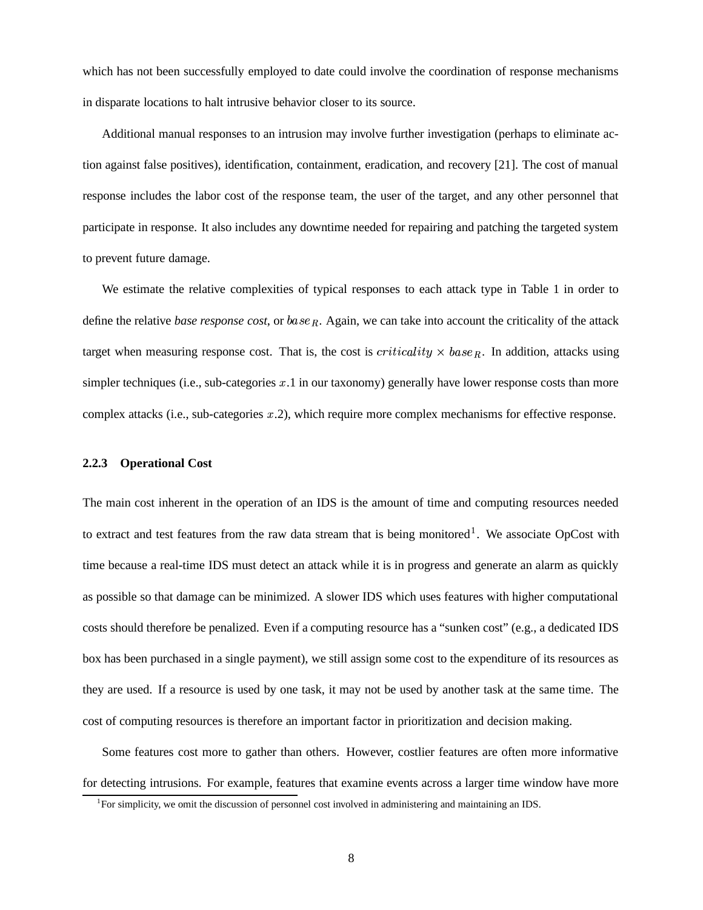which has not been successfully employed to date could involve the coordination of response mechanisms in disparate locations to halt intrusive behavior closer to its source.

Additional manual responses to an intrusion may involve further investigation (perhaps to eliminate action against false positives), identification, containment, eradication, and recovery [21]. The cost of manual response includes the labor cost of the response team, the user of the target, and any other personnel that participate in response. It also includes any downtime needed for repairing and patching the targeted system to prevent future damage.

We estimate the relative complexities of typical responses to each attack type in Table 1 in order to define the relative *base response cost*, or $base_R$. Again, we can take into account the criticality of the attack target when measuring response cost. That is, the cost is $criticality \times base_R$. In addition, attacks using simpler techniques (i.e., sub-categories $x.1$ in our taxonomy) generally have lower response costs than more complex attacks (i.e., sub-categories $x.2$), which require more complex mechanisms for effective response.

#### 2.2.3 Operational Cost

The main cost inherent in the operation of an IDS is the amount of time and computing resources needed to extract and test features from the raw data stream that is being monitored[1]. We associate OpCost with time because a real-time IDS must detect an attack while it is in progress and generate an alarm as quickly as possible so that damage can be minimized. A slower IDS which uses features with higher computational costs should therefore be penalized. Even if a computing resource has a "sunken cost" (e.g., a dedicated IDS box has been purchased in a single payment), we still assign some cost to the expenditure of its resources as they are used. If a resource is used by one task, it may not be used by another task at the same time. The cost of computing resources is therefore an important factor in prioritization and decision making.

Some features cost more to gather than others. However, costlier features are often more informative for detecting intrusions. For example, features that examine events across a larger time window have more

[1]For simplicity, we omit the discussion of personnel cost involved in administering and maintaining an IDS.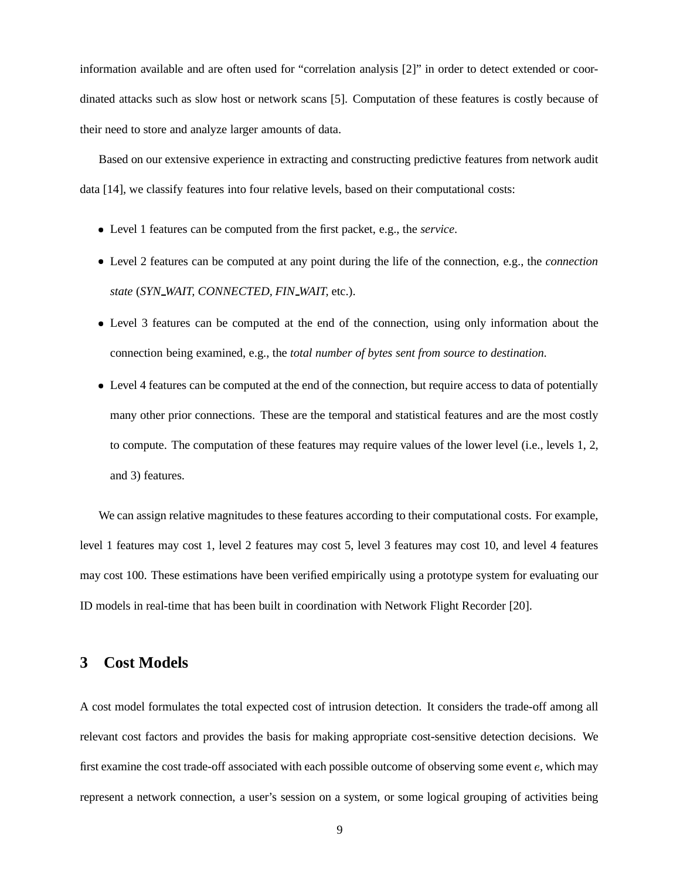information available and are often used for "correlation analysis [2]" in order to detect extended or coordinated attacks such as slow host or network scans [5]. Computation of these features is costly because of their need to store and analyze larger amounts of data.

Based on our extensive experience in extracting and constructing predictive features from network audit data [14], we classify features into four relative levels, based on their computational costs:

- Level 1 features can be computed from the first packet, e.g., the *service*.
- Level 2 features can be computed at any point during the life of the connection, e.g., the *connection state* (*SYN_WAIT*, *CONNECTED*, *FIN_WAIT*, etc.).
- Level 3 features can be computed at the end of the connection, using only information about the connection being examined, e.g., the *total number of bytes sent from source to destination.*
- Level 4 features can be computed at the end of the connection, but require access to data of potentially many other prior connections. These are the temporal and statistical features and are the most costly to compute. The computation of these features may require values of the lower level (i.e., levels 1, 2, and 3) features.

We can assign relative magnitudes to these features according to their computational costs. For example, level 1 features may cost 1, level 2 features may cost 5, level 3 features may cost 10, and level 4 features may cost 100. These estimations have been verified empirically using a prototype system for evaluating our ID models in real-time that has been built in coordination with Network Flight Recorder [20].

## 3 Cost Models

A cost model formulates the total expected cost of intrusion detection. It considers the trade-off among all relevant cost factors and provides the basis for making appropriate cost-sensitive detection decisions. We first examine the cost trade-off associated with each possible outcome of observing some event $e$, which may represent a network connection, a user's session on a system, or some logical grouping of activities being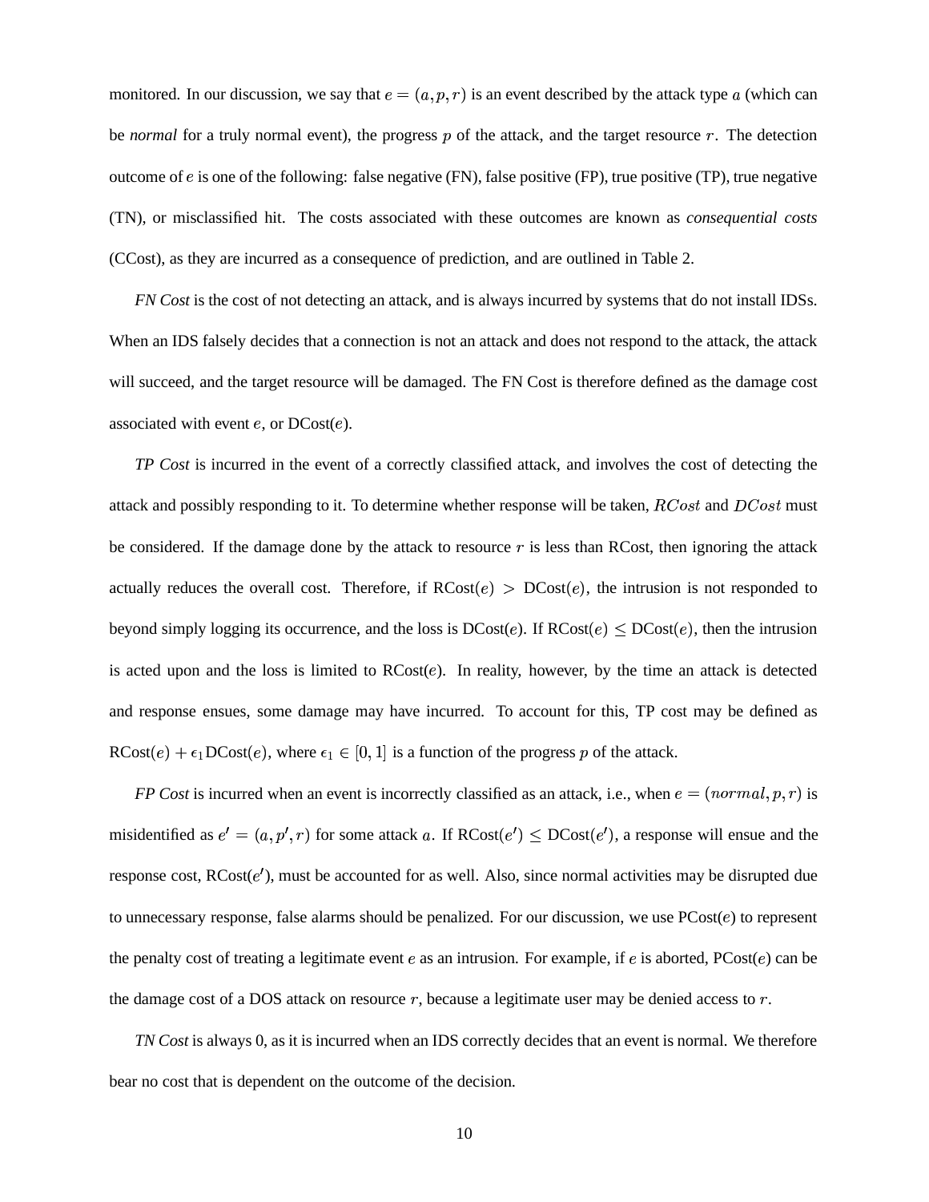monitored. In our discussion, we say that $e = (a, p, r)$ is an event described by the attack type $a$ (which can be *normal* for a truly normal event), the progress $p$ of the attack, and the target resource $r$. The detection outcome of $e$ is one of the following: false negative (FN), false positive (FP), true positive (TP), true negative (TN), or misclassified hit. The costs associated with these outcomes are known as *consequential costs* (CCost), as they are incurred as a consequence of prediction, and are outlined in Table 2.

*FN Cost* is the cost of not detecting an attack, and is always incurred by systems that do not install IDSs. When an IDS falsely decides that a connection is not an attack and does not respond to the attack, the attack will succeed, and the target resource will be damaged. The FN Cost is therefore defined as the damage cost associated with event $e$, or DCost($e$).

*TP Cost* is incurred in the event of a correctly classified attack, and involves the cost of detecting the attack and possibly responding to it. To determine whether response will be taken, $RCost$ and $DCost$ must be considered. If the damage done by the attack to resource $r$ is less than RCost, then ignoring the attack actually reduces the overall cost. Therefore, if RCost($e$) $>$ DCost($e$), the intrusion is not responded to beyond simply logging its occurrence, and the loss is DCost($e$). If RCost($e$) $\leq$ DCost($e$), then the intrusion is acted upon and the loss is limited to RCost($e$). In reality, however, by the time an attack is detected and response ensues, some damage may have incurred. To account for this, TP cost may be defined as RCost($e$) $+ \epsilon_1$DCost($e$), where $\epsilon_1 \in [0, 1]$ is a function of the progress $p$ of the attack.

*FP Cost* is incurred when an event is incorrectly classified as an attack, i.e., when $e = (normal, p, r)$ is misidentified as $e' = (a, p', r)$ for some attack $a$. If RCost($e'$) $\leq$ DCost($e'$), a response will ensue and the response cost, RCost($e'$), must be accounted for as well. Also, since normal activities may be disrupted due to unnecessary response, false alarms should be penalized. For our discussion, we use PCost($e$) to represent the penalty cost of treating a legitimate event $e$ as an intrusion. For example, if $e$ is aborted, PCost($e$) can be the damage cost of a DOS attack on resource $r$, because a legitimate user may be denied access to $r$.

*TN Cost* is always 0, as it is incurred when an IDS correctly decides that an event is normal. We therefore bear no cost that is dependent on the outcome of the decision.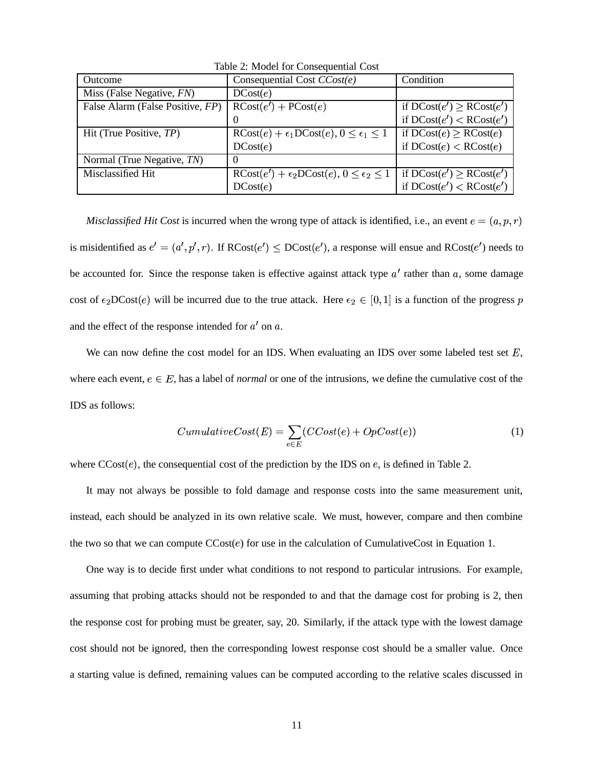Table 2: Model for Consequential Cost

| Outcome | Consequential Cost *CCost(e)* | Condition |
|---|---|---|
| Miss (False Negative, *FN*) | DCost($e$) | |
| False Alarm (False Positive, *FP*) | RCost($e'$) + PCost($e$) | if DCost($e'$) $\geq$ RCost($e'$) |
| | 0 | if DCost($e'$) $<$ RCost($e'$) |
| Hit (True Positive, *TP*) | RCost($e$) + $\epsilon_1$DCost($e$), $0 \leq \epsilon_1 \leq 1$ | if DCost($e$) $\geq$ RCost($e$) |
| | DCost($e$) | if DCost($e$) $<$ RCost($e$) |
| Normal (True Negative, *TN*) | 0 | |
| Misclassified Hit | RCost($e'$) + $\epsilon_2$DCost($e$), $0 \leq \epsilon_2 \leq 1$ | if DCost($e'$) $\geq$ RCost($e'$) |
| | DCost($e$) | if DCost($e'$) $<$ RCost($e'$) |

*Misclassified Hit Cost* is incurred when the wrong type of attack is identified, i.e., an event $e = (a, p, r)$ is misidentified as $e' = (a', p', r)$. If RCost($e'$) $\leq$ DCost($e'$), a response will ensue and RCost($e'$) needs to be accounted for. Since the response taken is effective against attack type $a'$ rather than $a$, some damage cost of $\epsilon_2$DCost($e$) will be incurred due to the true attack. Here $\epsilon_2 \in [0, 1]$ is a function of the progress $p$ and the effect of the response intended for $a'$ on $a$.

We can now define the cost model for an IDS. When evaluating an IDS over some labeled test set $E$, where each event, $e \in E$, has a label of *normal* or one of the intrusions, we define the cumulative cost of the IDS as follows:

$$CumulativeCost(E) = \sum_{e \in E} (CCost(e) + OpCost(e)) \tag{1}$$

where CCost($e$), the consequential cost of the prediction by the IDS on $e$, is defined in Table 2.

It may not always be possible to fold damage and response costs into the same measurement unit, instead, each should be analyzed in its own relative scale. We must, however, compare and then combine the two so that we can compute CCost($e$) for use in the calculation of CumulativeCost in Equation 1.

One way is to decide first under what conditions to not respond to particular intrusions. For example, assuming that probing attacks should not be responded to and that the damage cost for probing is 2, then the response cost for probing must be greater, say, 20. Similarly, if the attack type with the lowest damage cost should not be ignored, then the corresponding lowest response cost should be a smaller value. Once a starting value is defined, remaining values can be computed according to the relative scales discussed in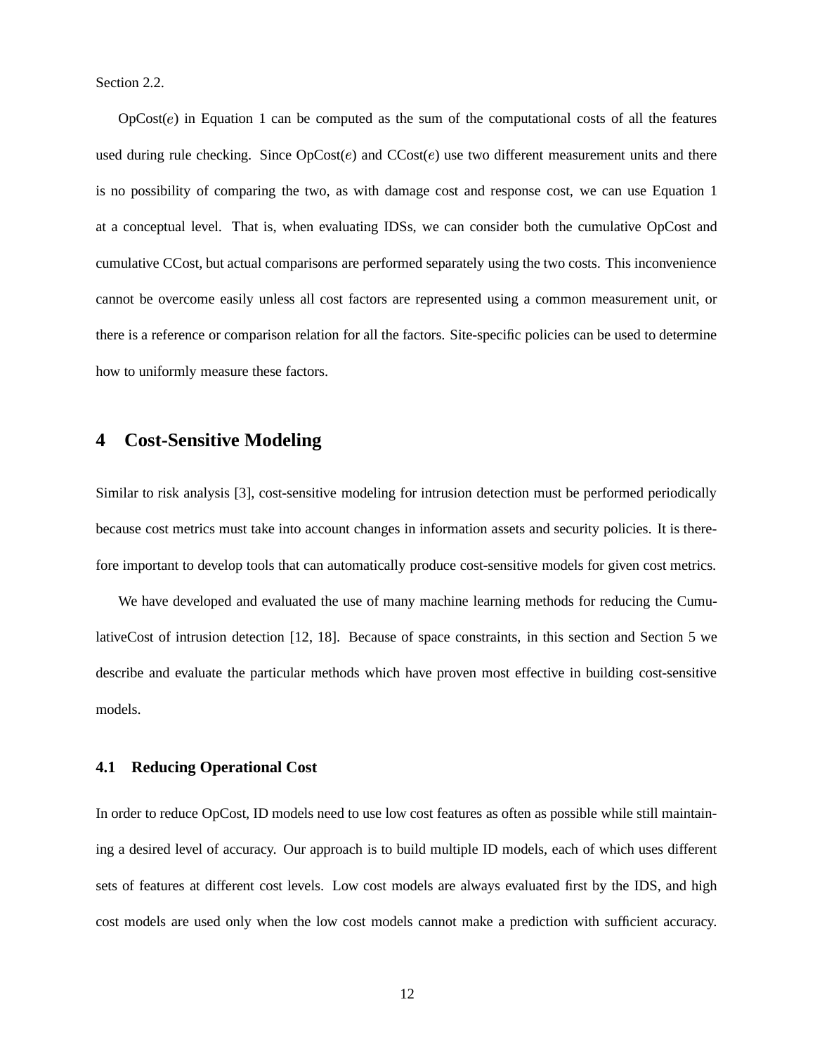Section 2.2.

OpCost($e$) in Equation 1 can be computed as the sum of the computational costs of all the features used during rule checking. Since OpCost($e$) and CCost($e$) use two different measurement units and there is no possibility of comparing the two, as with damage cost and response cost, we can use Equation 1 at a conceptual level. That is, when evaluating IDSs, we can consider both the cumulative OpCost and cumulative CCost, but actual comparisons are performed separately using the two costs. This inconvenience cannot be overcome easily unless all cost factors are represented using a common measurement unit, or there is a reference or comparison relation for all the factors. Site-specific policies can be used to determine how to uniformly measure these factors.

## 4 Cost-Sensitive Modeling

Similar to risk analysis [3], cost-sensitive modeling for intrusion detection must be performed periodically because cost metrics must take into account changes in information assets and security policies. It is therefore important to develop tools that can automatically produce cost-sensitive models for given cost metrics.

We have developed and evaluated the use of many machine learning methods for reducing the CumulativeCost of intrusion detection [12, 18]. Because of space constraints, in this section and Section 5 we describe and evaluate the particular methods which have proven most effective in building cost-sensitive models.

### 4.1 Reducing Operational Cost

In order to reduce OpCost, ID models need to use low cost features as often as possible while still maintaining a desired level of accuracy. Our approach is to build multiple ID models, each of which uses different sets of features at different cost levels. Low cost models are always evaluated first by the IDS, and high cost models are used only when the low cost models cannot make a prediction with sufficient accuracy.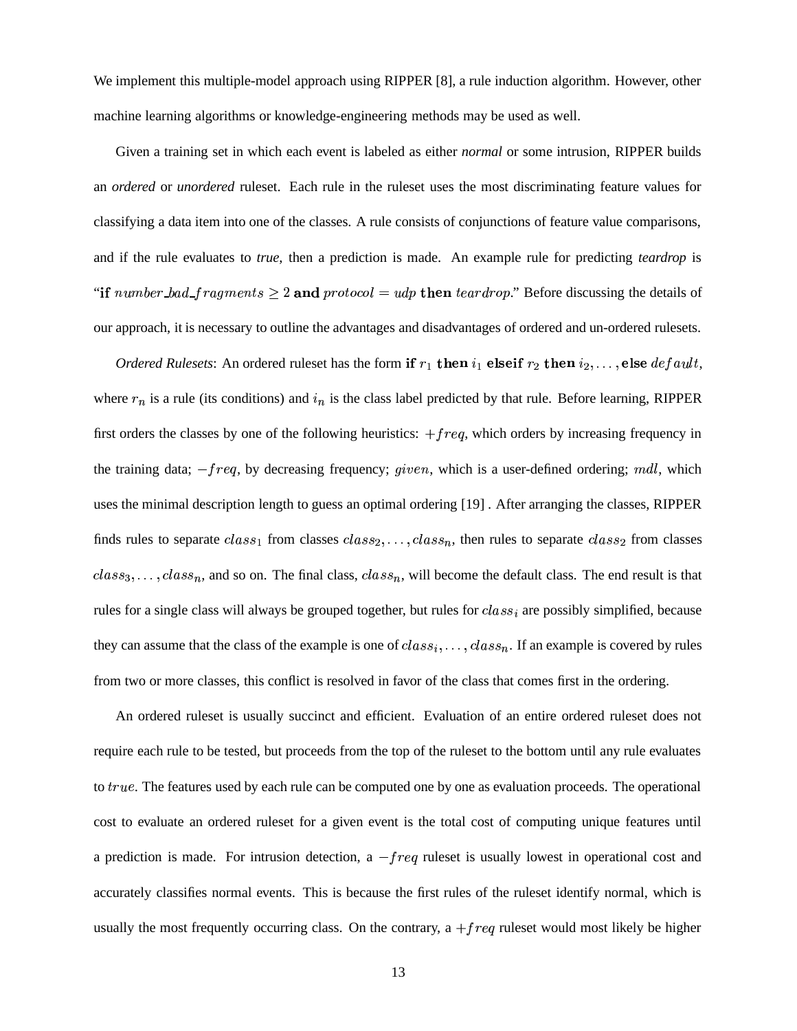We implement this multiple-model approach using RIPPER [8], a rule induction algorithm. However, other machine learning algorithms or knowledge-engineering methods may be used as well.

Given a training set in which each event is labeled as either *normal* or some intrusion, RIPPER builds an *ordered* or *unordered* ruleset. Each rule in the ruleset uses the most discriminating feature values for classifying a data item into one of the classes. A rule consists of conjunctions of feature value comparisons, and if the rule evaluates to *true*, then a prediction is made. An example rule for predicting *teardrop* is "$\textbf{if } number\_bad\_fragments \geq 2 \textbf{ and } protocol = udp \textbf{ then } teardrop$." Before discussing the details of our approach, it is necessary to outline the advantages and disadvantages of ordered and un-ordered rulesets.

*Ordered Rulesets*: An ordered ruleset has the form $\textbf{if } r_1 \textbf{ then } i_1 \textbf{ elseif } r_2 \textbf{ then } i_2, \ldots, \textbf{else } default$, where $r_n$ is a rule (its conditions) and $i_n$ is the class label predicted by that rule. Before learning, RIPPER first orders the classes by one of the following heuristics: $+freq$, which orders by increasing frequency in the training data; $-freq$, by decreasing frequency; $given$, which is a user-defined ordering; $mdl$, which uses the minimal description length to guess an optimal ordering [19] . After arranging the classes, RIPPER finds rules to separate $class_1$ from classes $class_2, \ldots, class_n$, then rules to separate $class_2$ from classes $class_3, \ldots, class_n$, and so on. The final class, $class_n$, will become the default class. The end result is that rules for a single class will always be grouped together, but rules for $class_i$ are possibly simplified, because they can assume that the class of the example is one of $class_i, \ldots, class_n$. If an example is covered by rules from two or more classes, this conflict is resolved in favor of the class that comes first in the ordering.

An ordered ruleset is usually succinct and efficient. Evaluation of an entire ordered ruleset does not require each rule to be tested, but proceeds from the top of the ruleset to the bottom until any rule evaluates to $true$. The features used by each rule can be computed one by one as evaluation proceeds. The operational cost to evaluate an ordered ruleset for a given event is the total cost of computing unique features until a prediction is made. For intrusion detection, a $-freq$ ruleset is usually lowest in operational cost and accurately classifies normal events. This is because the first rules of the ruleset identify normal, which is usually the most frequently occurring class. On the contrary, a $+freq$ ruleset would most likely be higher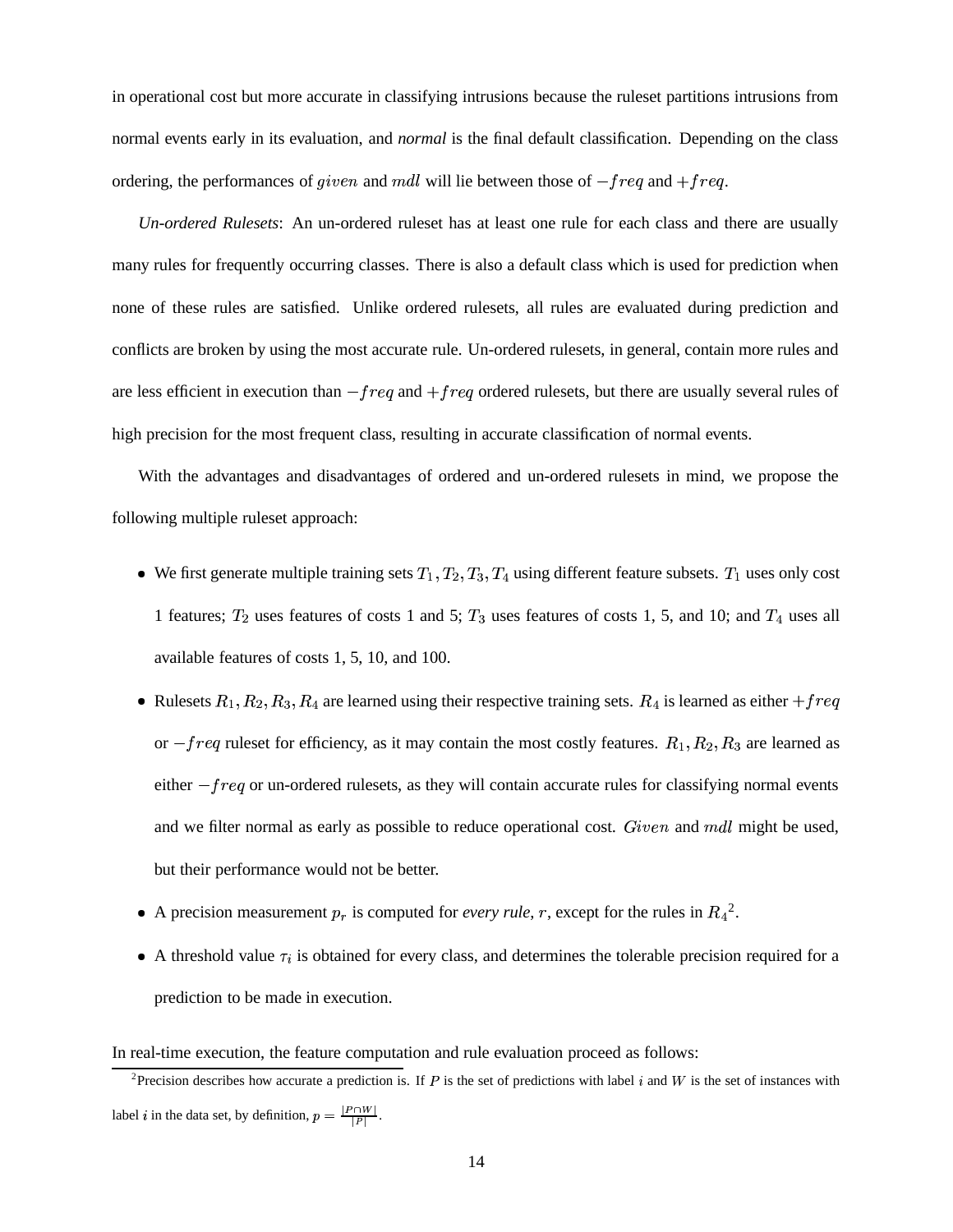in operational cost but more accurate in classifying intrusions because the ruleset partitions intrusions from normal events early in its evaluation, and *normal* is the final default classification. Depending on the class ordering, the performances of $given$ and $mdl$ will lie between those of $-freq$ and $+freq$.

*Un-ordered Rulesets*: An un-ordered ruleset has at least one rule for each class and there are usually many rules for frequently occurring classes. There is also a default class which is used for prediction when none of these rules are satisfied. Unlike ordered rulesets, all rules are evaluated during prediction and conflicts are broken by using the most accurate rule. Un-ordered rulesets, in general, contain more rules and are less efficient in execution than $-freq$ and $+freq$ ordered rulesets, but there are usually several rules of high precision for the most frequent class, resulting in accurate classification of normal events.

With the advantages and disadvantages of ordered and un-ordered rulesets in mind, we propose the following multiple ruleset approach:

- We first generate multiple training sets $T_1, T_2, T_3, T_4$ using different feature subsets. $T_1$ uses only cost 1 features; $T_2$ uses features of costs 1 and 5; $T_3$ uses features of costs 1, 5, and 10; and $T_4$ uses all available features of costs 1, 5, 10, and 100.
- Rulesets $R_1, R_2, R_3, R_4$ are learned using their respective training sets. $R_4$ is learned as either $+freq$ or $-freq$ ruleset for efficiency, as it may contain the most costly features. $R_1, R_2, R_3$ are learned as either $-freq$ or un-ordered rulesets, as they will contain accurate rules for classifying normal events and we filter normal as early as possible to reduce operational cost. $Given$ and $mdl$ might be used, but their performance would not be better.
- A precision measurement $p_r$ is computed for *every rule*, $r$, except for the rules in $R_4$[2].
- A threshold value $\tau_i$ is obtained for every class, and determines the tolerable precision required for a prediction to be made in execution.

In real-time execution, the feature computation and rule evaluation proceed as follows:

[2]Precision describes how accurate a prediction is. If $P$ is the set of predictions with label $i$ and $W$ is the set of instances with label $i$ in the data set, by definition, $p = \frac{|P \cap W|}{|P|}$.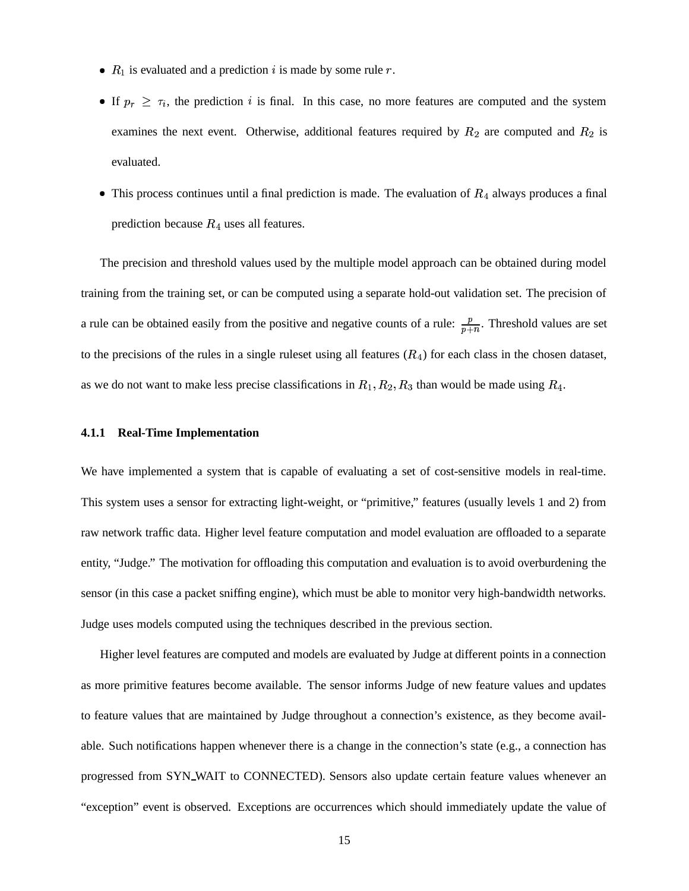- $R_1$ is evaluated and a prediction $i$ is made by some rule $r$.
- If $p_r \geq \tau_i$, the prediction $i$ is final. In this case, no more features are computed and the system examines the next event. Otherwise, additional features required by $R_2$ are computed and $R_2$ is evaluated.
- This process continues until a final prediction is made. The evaluation of $R_4$ always produces a final prediction because $R_4$ uses all features.

The precision and threshold values used by the multiple model approach can be obtained during model training from the training set, or can be computed using a separate hold-out validation set. The precision of a rule can be obtained easily from the positive and negative counts of a rule: $\frac{p}{p+n}$. Threshold values are set to the precisions of the rules in a single ruleset using all features ($R_4$) for each class in the chosen dataset, as we do not want to make less precise classifications in $R_1, R_2, R_3$ than would be made using $R_4$.

#### 4.1.1 Real-Time Implementation

We have implemented a system that is capable of evaluating a set of cost-sensitive models in real-time. This system uses a sensor for extracting light-weight, or "primitive," features (usually levels 1 and 2) from raw network traffic data. Higher level feature computation and model evaluation are offloaded to a separate entity, "Judge." The motivation for offloading this computation and evaluation is to avoid overburdening the sensor (in this case a packet sniffing engine), which must be able to monitor very high-bandwidth networks. Judge uses models computed using the techniques described in the previous section.

Higher level features are computed and models are evaluated by Judge at different points in a connection as more primitive features become available. The sensor informs Judge of new feature values and updates to feature values that are maintained by Judge throughout a connection's existence, as they become available. Such notifications happen whenever there is a change in the connection's state (e.g., a connection has progressed from SYN_WAIT to CONNECTED). Sensors also update certain feature values whenever an "exception" event is observed. Exceptions are occurrences which should immediately update the value of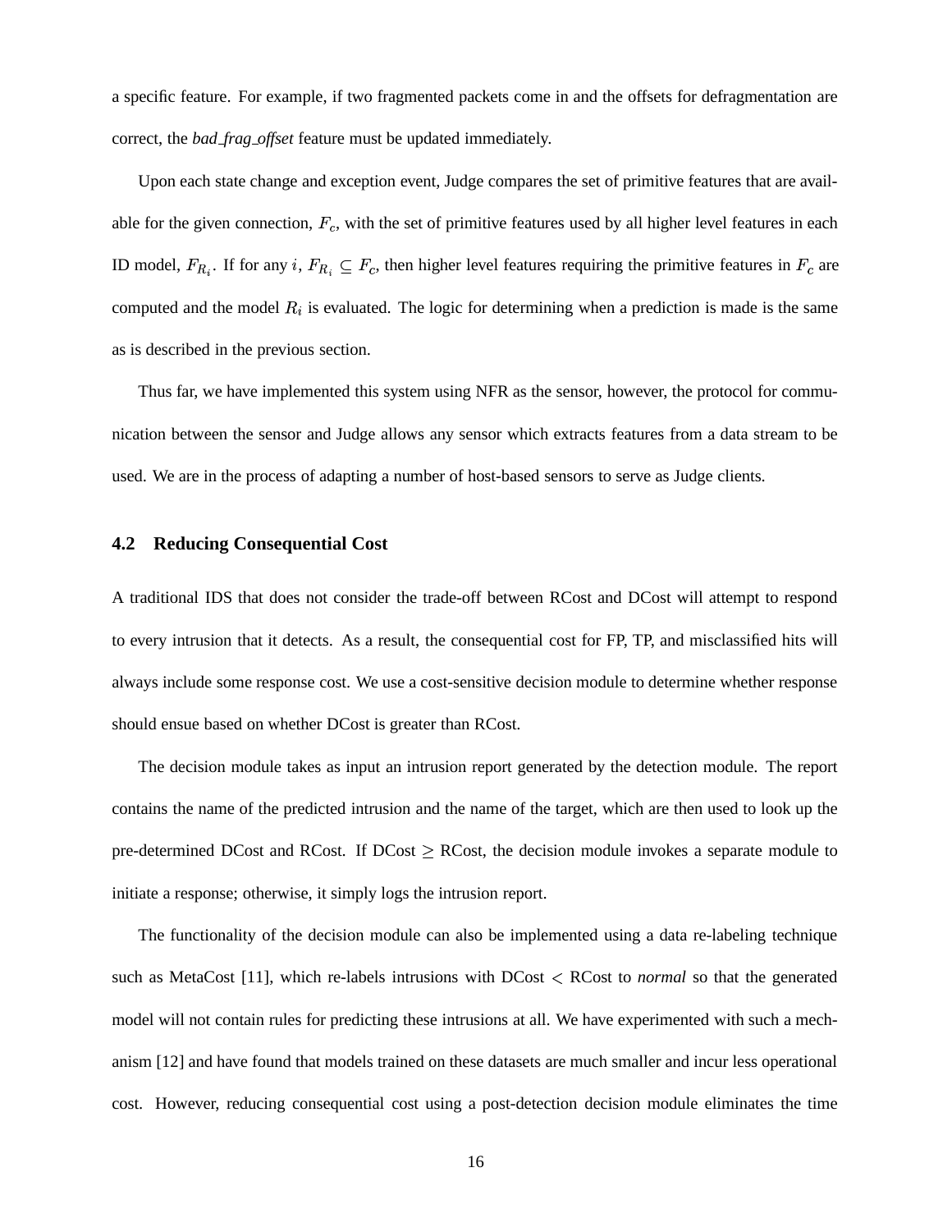a specific feature. For example, if two fragmented packets come in and the offsets for defragmentation are correct, the *bad_frag_offset* feature must be updated immediately.

Upon each state change and exception event, Judge compares the set of primitive features that are available for the given connection, $F_c$, with the set of primitive features used by all higher level features in each ID model, $F_{R_i}$. If for any $i$, $F_{R_i} \subseteq F_c$, then higher level features requiring the primitive features in $F_c$ are computed and the model $R_i$ is evaluated. The logic for determining when a prediction is made is the same as is described in the previous section.

Thus far, we have implemented this system using NFR as the sensor, however, the protocol for communication between the sensor and Judge allows any sensor which extracts features from a data stream to be used. We are in the process of adapting a number of host-based sensors to serve as Judge clients.

### 4.2 Reducing Consequential Cost

A traditional IDS that does not consider the trade-off between RCost and DCost will attempt to respond to every intrusion that it detects. As a result, the consequential cost for FP, TP, and misclassified hits will always include some response cost. We use a cost-sensitive decision module to determine whether response should ensue based on whether DCost is greater than RCost.

The decision module takes as input an intrusion report generated by the detection module. The report contains the name of the predicted intrusion and the name of the target, which are then used to look up the pre-determined DCost and RCost. If DCost $\geq$ RCost, the decision module invokes a separate module to initiate a response; otherwise, it simply logs the intrusion report.

The functionality of the decision module can also be implemented using a data re-labeling technique such as MetaCost [11], which re-labels intrusions with DCost $<$ RCost to *normal* so that the generated model will not contain rules for predicting these intrusions at all. We have experimented with such a mechanism [12] and have found that models trained on these datasets are much smaller and incur less operational cost. However, reducing consequential cost using a post-detection decision module eliminates the time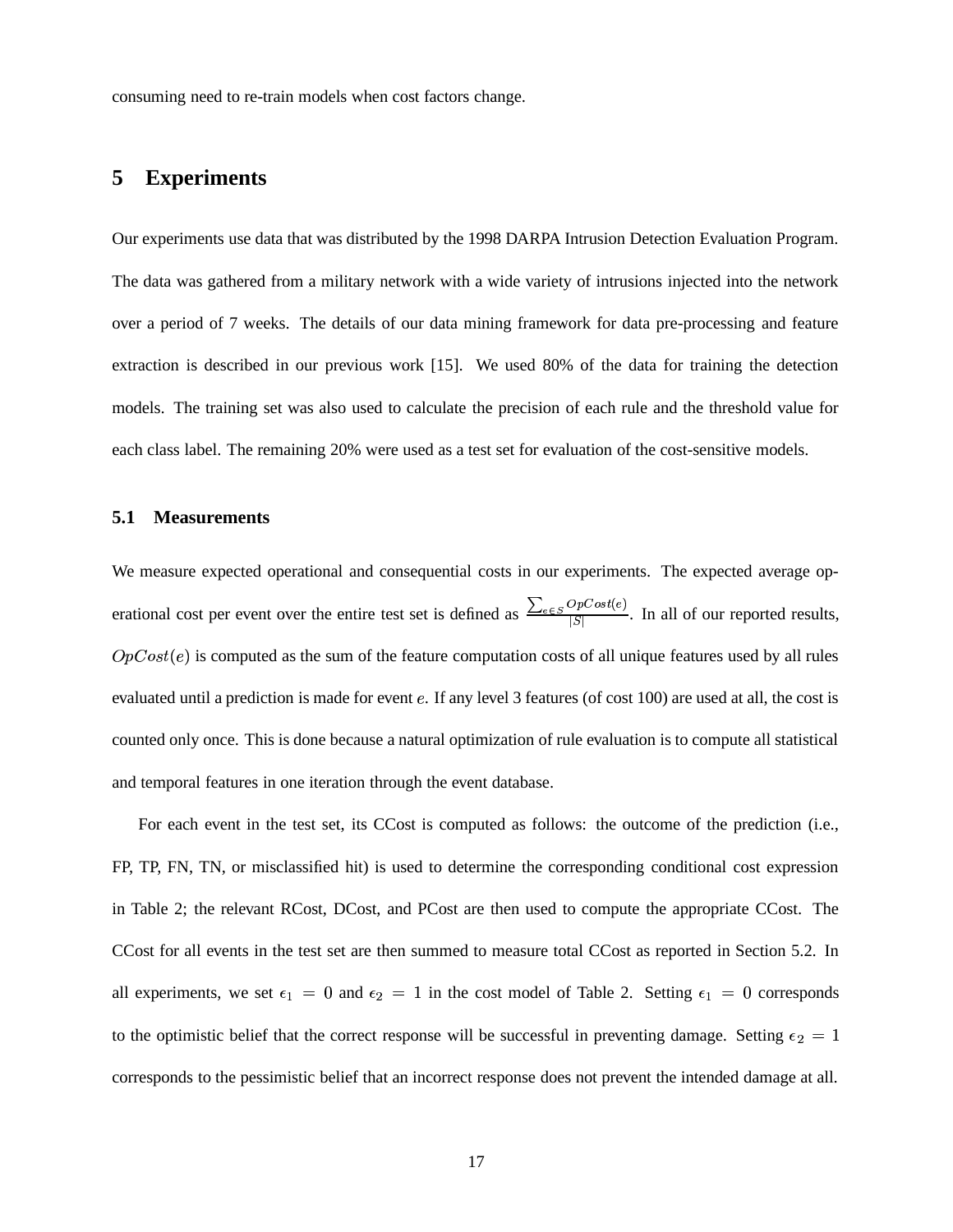consuming need to re-train models when cost factors change.

## 5 Experiments

Our experiments use data that was distributed by the 1998 DARPA Intrusion Detection Evaluation Program. The data was gathered from a military network with a wide variety of intrusions injected into the network over a period of 7 weeks. The details of our data mining framework for data pre-processing and feature extraction is described in our previous work [15]. We used 80% of the data for training the detection models. The training set was also used to calculate the precision of each rule and the threshold value for each class label. The remaining 20% were used as a test set for evaluation of the cost-sensitive models.

### 5.1 Measurements

We measure expected operational and consequential costs in our experiments. The expected average operational cost per event over the entire test set is defined as $\frac{\sum_{e \in S} OpCost(e)}{|S|}$. In all of our reported results, $OpCost(e)$ is computed as the sum of the feature computation costs of all unique features used by all rules evaluated until a prediction is made for event $e$. If any level 3 features (of cost 100) are used at all, the cost is counted only once. This is done because a natural optimization of rule evaluation is to compute all statistical and temporal features in one iteration through the event database.

For each event in the test set, its CCost is computed as follows: the outcome of the prediction (i.e., FP, TP, FN, TN, or misclassified hit) is used to determine the corresponding conditional cost expression in Table 2; the relevant RCost, DCost, and PCost are then used to compute the appropriate CCost. The CCost for all events in the test set are then summed to measure total CCost as reported in Section 5.2. In all experiments, we set $\epsilon_1 = 0$ and $\epsilon_2 = 1$ in the cost model of Table 2. Setting $\epsilon_1 = 0$ corresponds to the optimistic belief that the correct response will be successful in preventing damage. Setting $\epsilon_2 = 1$ corresponds to the pessimistic belief that an incorrect response does not prevent the intended damage at all.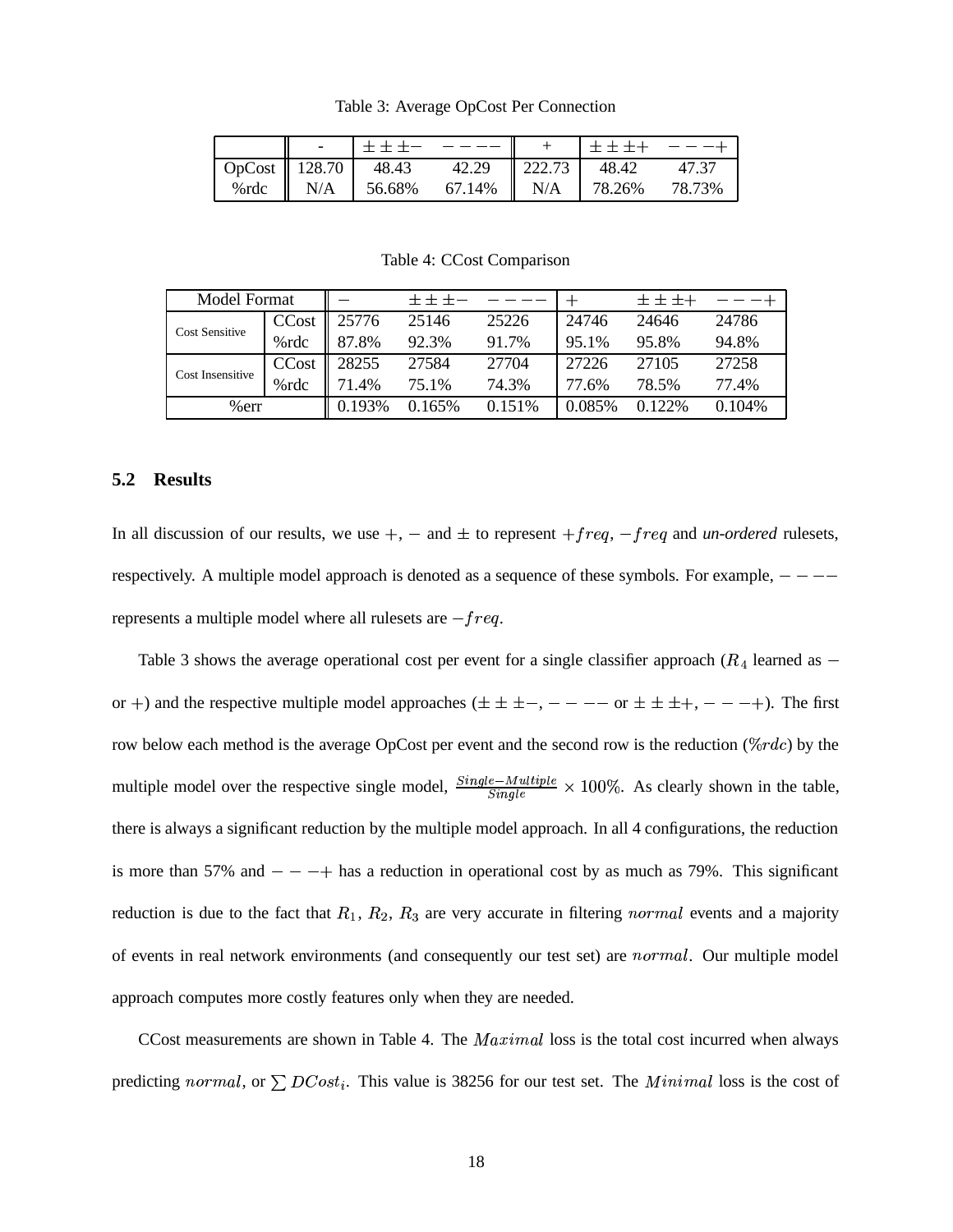Table 3: Average OpCost Per Connection

| | - | $\pm\pm\pm-$ | $----$ | + | $\pm\pm\pm+$ | $---+$ |
|---|---|---|---|---|---|---|
| OpCost | 128.70 | 48.43 | 42.29 | 222.73 | 48.42 | 47.37 |
| %rdc | N/A | 56.68% | 67.14% | N/A | 78.26% | 78.73% |

Table 4: CCost Comparison

| Model Format | | $-$ | $\pm\pm\pm-$ | $----$ | $+$ | $\pm\pm\pm+$ | $---+$ |
|---|---|---|---|---|---|---|---|
| Cost Sensitive | CCost | 25776 | 25146 | 25226 | 24746 | 24646 | 24786 |
| | %rdc | 87.8% | 92.3% | 91.7% | 95.1% | 95.8% | 94.8% |
| Cost Insensitive | CCost | 28255 | 27584 | 27704 | 27226 | 27105 | 27258 |
| | %rdc | 71.4% | 75.1% | 74.3% | 77.6% | 78.5% | 77.4% |
| %err | | 0.193% | 0.165% | 0.151% | 0.085% | 0.122% | 0.104% |

### 5.2 Results

In all discussion of our results, we use $+$, $-$ and $\pm$ to represent $+freq$, $-freq$ and *un-ordered* rulesets, respectively. A multiple model approach is denoted as a sequence of these symbols. For example, $----$ represents a multiple model where all rulesets are $-freq$.

Table 3 shows the average operational cost per event for a single classifier approach ($R_4$ learned as $-$ or $+$) and the respective multiple model approaches ($\pm\pm\pm-$, $----$ or $\pm\pm\pm+$, $---+$). The first row below each method is the average OpCost per event and the second row is the reduction ($\%rdc$) by the multiple model over the respective single model, $\frac{Single-Multiple}{Single} \times 100\%$. As clearly shown in the table, there is always a significant reduction by the multiple model approach. In all 4 configurations, the reduction is more than 57% and $---+$ has a reduction in operational cost by as much as 79%. This significant reduction is due to the fact that $R_1$, $R_2$, $R_3$ are very accurate in filtering $normal$ events and a majority of events in real network environments (and consequently our test set) are $normal$. Our multiple model approach computes more costly features only when they are needed.

CCost measurements are shown in Table 4. The $Maximal$ loss is the total cost incurred when always predicting $normal$, or $\sum DCost_i$. This value is 38256 for our test set. The $Minimal$ loss is the cost of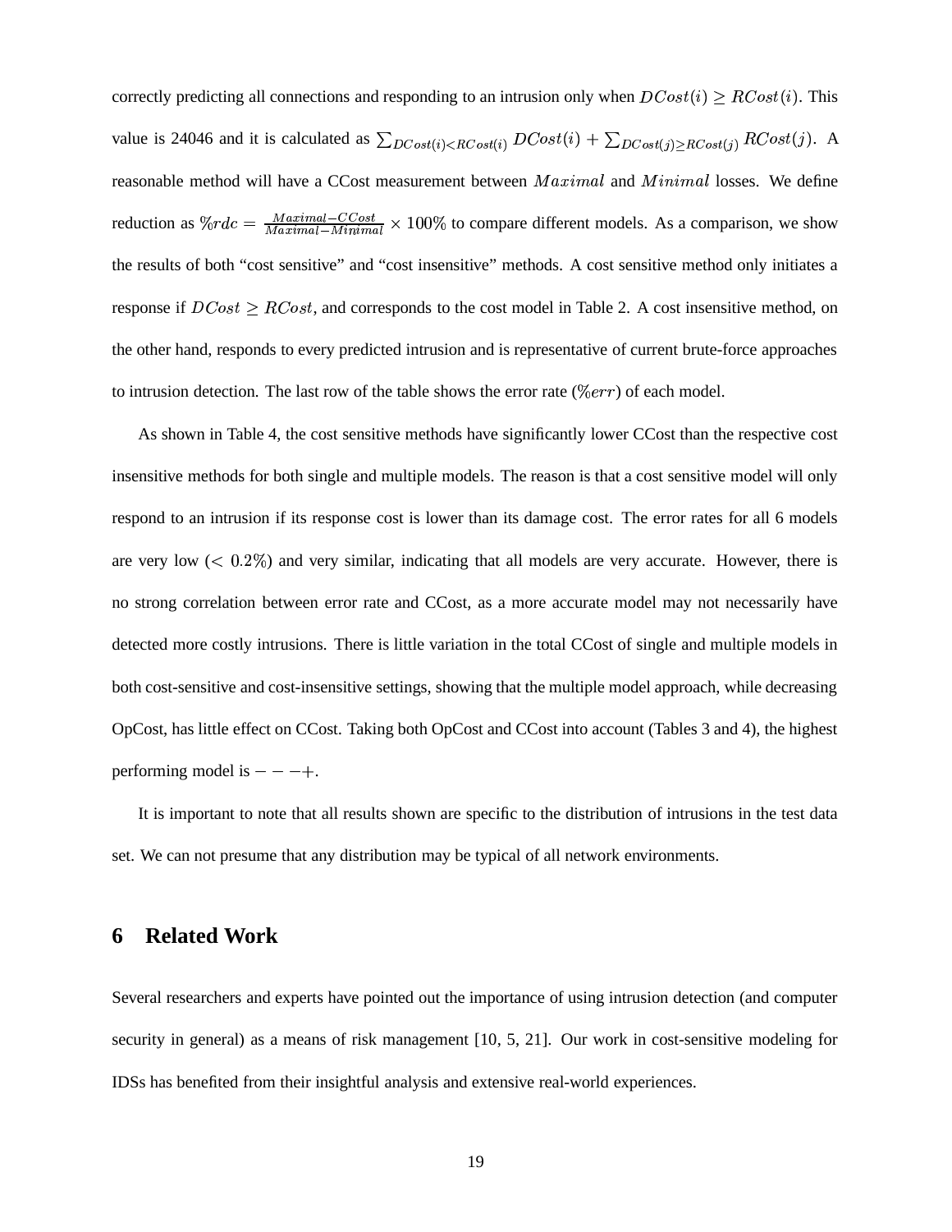correctly predicting all connections and responding to an intrusion only when $DCost(i) \geq RCost(i)$. This value is 24046 and it is calculated as $\sum_{DCost(i)<RCost(i)} DCost(i) + \sum_{DCost(j)\geq RCost(j)} RCost(j)$. A reasonable method will have a CCost measurement between $Maximal$ and $Minimal$ losses. We define reduction as $\%rdc = \frac{Maximal-CCost}{Maximal-Minimal} \times 100\%$ to compare different models. As a comparison, we show the results of both "cost sensitive" and "cost insensitive" methods. A cost sensitive method only initiates a response if $DCost \geq RCost$, and corresponds to the cost model in Table 2. A cost insensitive method, on the other hand, responds to every predicted intrusion and is representative of current brute-force approaches to intrusion detection. The last row of the table shows the error rate ($\%err$) of each model.

As shown in Table 4, the cost sensitive methods have significantly lower CCost than the respective cost insensitive methods for both single and multiple models. The reason is that a cost sensitive model will only respond to an intrusion if its response cost is lower than its damage cost. The error rates for all 6 models are very low ($< 0.2\%$) and very similar, indicating that all models are very accurate. However, there is no strong correlation between error rate and CCost, as a more accurate model may not necessarily have detected more costly intrusions. There is little variation in the total CCost of single and multiple models in both cost-sensitive and cost-insensitive settings, showing that the multiple model approach, while decreasing OpCost, has little effect on CCost. Taking both OpCost and CCost into account (Tables 3 and 4), the highest performing model is $---+$.

It is important to note that all results shown are specific to the distribution of intrusions in the test data set. We can not presume that any distribution may be typical of all network environments.

## 6 Related Work

Several researchers and experts have pointed out the importance of using intrusion detection (and computer security in general) as a means of risk management [10, 5, 21]. Our work in cost-sensitive modeling for IDSs has benefited from their insightful analysis and extensive real-world experiences.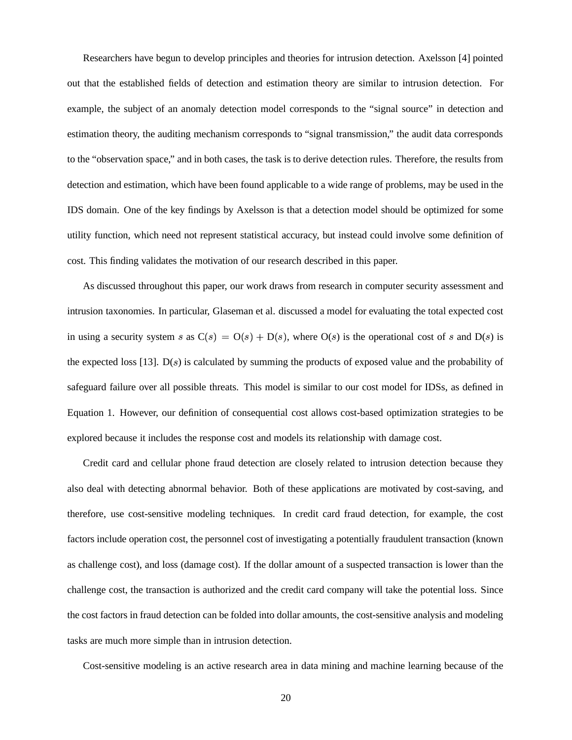Researchers have begun to develop principles and theories for intrusion detection. Axelsson [4] pointed out that the established fields of detection and estimation theory are similar to intrusion detection. For example, the subject of an anomaly detection model corresponds to the "signal source" in detection and estimation theory, the auditing mechanism corresponds to "signal transmission," the audit data corresponds to the "observation space," and in both cases, the task is to derive detection rules. Therefore, the results from detection and estimation, which have been found applicable to a wide range of problems, may be used in the IDS domain. One of the key findings by Axelsson is that a detection model should be optimized for some utility function, which need not represent statistical accuracy, but instead could involve some definition of cost. This finding validates the motivation of our research described in this paper.

As discussed throughout this paper, our work draws from research in computer security assessment and intrusion taxonomies. In particular, Glaseman et al. discussed a model for evaluating the total expected cost in using a security system $s$ as $\mathrm{C}(s) = \mathrm{O}(s) + \mathrm{D}(s)$, where $\mathrm{O}(s)$ is the operational cost of $s$ and $\mathrm{D}(s)$ is the expected loss [13]. $\mathrm{D}(s)$ is calculated by summing the products of exposed value and the probability of safeguard failure over all possible threats. This model is similar to our cost model for IDSs, as defined in Equation 1. However, our definition of consequential cost allows cost-based optimization strategies to be explored because it includes the response cost and models its relationship with damage cost.

Credit card and cellular phone fraud detection are closely related to intrusion detection because they also deal with detecting abnormal behavior. Both of these applications are motivated by cost-saving, and therefore, use cost-sensitive modeling techniques. In credit card fraud detection, for example, the cost factors include operation cost, the personnel cost of investigating a potentially fraudulent transaction (known as challenge cost), and loss (damage cost). If the dollar amount of a suspected transaction is lower than the challenge cost, the transaction is authorized and the credit card company will take the potential loss. Since the cost factors in fraud detection can be folded into dollar amounts, the cost-sensitive analysis and modeling tasks are much more simple than in intrusion detection.

Cost-sensitive modeling is an active research area in data mining and machine learning because of the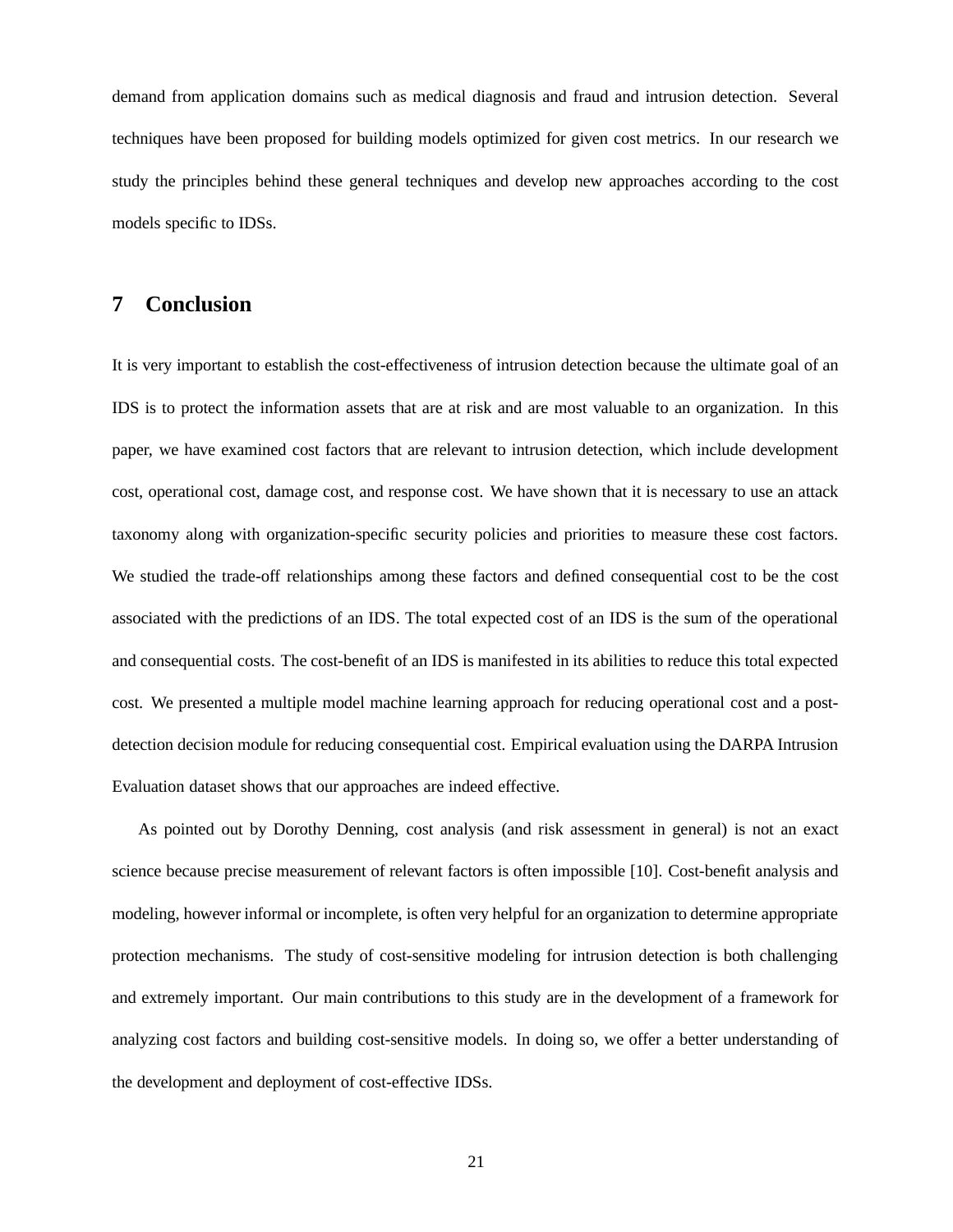demand from application domains such as medical diagnosis and fraud and intrusion detection. Several techniques have been proposed for building models optimized for given cost metrics. In our research we study the principles behind these general techniques and develop new approaches according to the cost models specific to IDSs.

## 7 Conclusion

It is very important to establish the cost-effectiveness of intrusion detection because the ultimate goal of an IDS is to protect the information assets that are at risk and are most valuable to an organization. In this paper, we have examined cost factors that are relevant to intrusion detection, which include development cost, operational cost, damage cost, and response cost. We have shown that it is necessary to use an attack taxonomy along with organization-specific security policies and priorities to measure these cost factors. We studied the trade-off relationships among these factors and defined consequential cost to be the cost associated with the predictions of an IDS. The total expected cost of an IDS is the sum of the operational and consequential costs. The cost-benefit of an IDS is manifested in its abilities to reduce this total expected cost. We presented a multiple model machine learning approach for reducing operational cost and a post-detection decision module for reducing consequential cost. Empirical evaluation using the DARPA Intrusion Evaluation dataset shows that our approaches are indeed effective.

As pointed out by Dorothy Denning, cost analysis (and risk assessment in general) is not an exact science because precise measurement of relevant factors is often impossible [10]. Cost-benefit analysis and modeling, however informal or incomplete, is often very helpful for an organization to determine appropriate protection mechanisms. The study of cost-sensitive modeling for intrusion detection is both challenging and extremely important. Our main contributions to this study are in the development of a framework for analyzing cost factors and building cost-sensitive models. In doing so, we offer a better understanding of the development and deployment of cost-effective IDSs.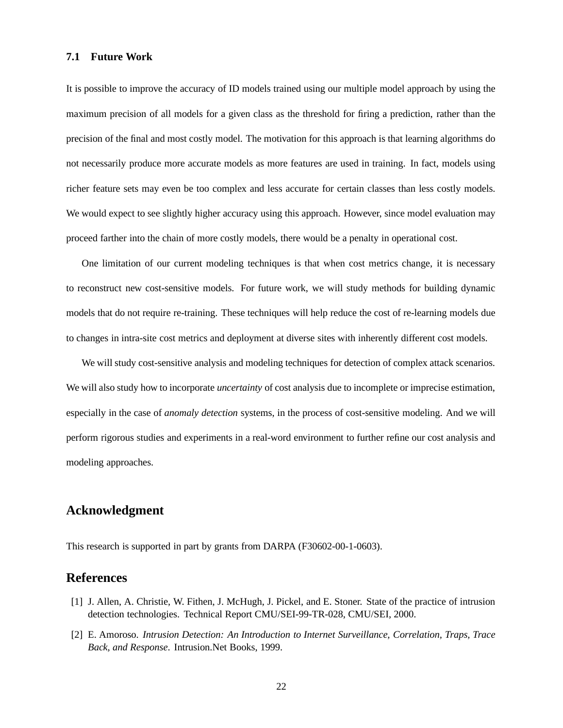### 7.1 Future Work

It is possible to improve the accuracy of ID models trained using our multiple model approach by using the maximum precision of all models for a given class as the threshold for firing a prediction, rather than the precision of the final and most costly model. The motivation for this approach is that learning algorithms do not necessarily produce more accurate models as more features are used in training. In fact, models using richer feature sets may even be too complex and less accurate for certain classes than less costly models. We would expect to see slightly higher accuracy using this approach. However, since model evaluation may proceed farther into the chain of more costly models, there would be a penalty in operational cost.

One limitation of our current modeling techniques is that when cost metrics change, it is necessary to reconstruct new cost-sensitive models. For future work, we will study methods for building dynamic models that do not require re-training. These techniques will help reduce the cost of re-learning models due to changes in intra-site cost metrics and deployment at diverse sites with inherently different cost models.

We will study cost-sensitive analysis and modeling techniques for detection of complex attack scenarios. We will also study how to incorporate *uncertainty* of cost analysis due to incomplete or imprecise estimation, especially in the case of *anomaly detection* systems, in the process of cost-sensitive modeling. And we will perform rigorous studies and experiments in a real-word environment to further refine our cost analysis and modeling approaches.

## Acknowledgment

This research is supported in part by grants from DARPA (F30602-00-1-0603).

## References

[1] J. Allen, A. Christie, W. Fithen, J. McHugh, J. Pickel, and E. Stoner. State of the practice of intrusion detection technologies. Technical Report CMU/SEI-99-TR-028, CMU/SEI, 2000.

[2] E. Amoroso. *Intrusion Detection: An Introduction to Internet Surveillance, Correlation, Traps, Trace Back, and Response*. Intrusion.Net Books, 1999.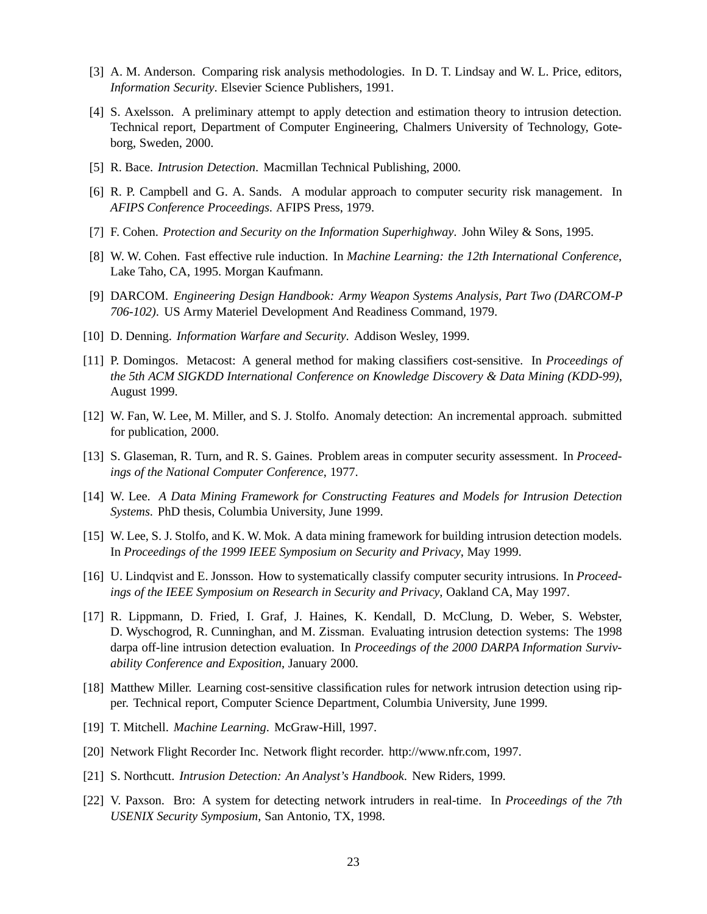[3] A. M. Anderson. Comparing risk analysis methodologies. In D. T. Lindsay and W. L. Price, editors, *Information Security*. Elsevier Science Publishers, 1991.

[4] S. Axelsson. A preliminary attempt to apply detection and estimation theory to intrusion detection. Technical report, Department of Computer Engineering, Chalmers University of Technology, Goteborg, Sweden, 2000.

[5] R. Bace. *Intrusion Detection*. Macmillan Technical Publishing, 2000.

[6] R. P. Campbell and G. A. Sands. A modular approach to computer security risk management. In *AFIPS Conference Proceedings*. AFIPS Press, 1979.

[7] F. Cohen. *Protection and Security on the Information Superhighway*. John Wiley & Sons, 1995.

[8] W. W. Cohen. Fast effective rule induction. In *Machine Learning: the 12th International Conference*, Lake Taho, CA, 1995. Morgan Kaufmann.

[9] DARCOM. *Engineering Design Handbook: Army Weapon Systems Analysis, Part Two (DARCOM-P 706-102)*. US Army Materiel Development And Readiness Command, 1979.

[10] D. Denning. *Information Warfare and Security*. Addison Wesley, 1999.

[11] P. Domingos. Metacost: A general method for making classifiers cost-sensitive. In *Proceedings of the 5th ACM SIGKDD International Conference on Knowledge Discovery & Data Mining (KDD-99)*, August 1999.

[12] W. Fan, W. Lee, M. Miller, and S. J. Stolfo. Anomaly detection: An incremental approach. submitted for publication, 2000.

[13] S. Glaseman, R. Turn, and R. S. Gaines. Problem areas in computer security assessment. In *Proceedings of the National Computer Conference*, 1977.

[14] W. Lee. *A Data Mining Framework for Constructing Features and Models for Intrusion Detection Systems*. PhD thesis, Columbia University, June 1999.

[15] W. Lee, S. J. Stolfo, and K. W. Mok. A data mining framework for building intrusion detection models. In *Proceedings of the 1999 IEEE Symposium on Security and Privacy*, May 1999.

[16] U. Lindqvist and E. Jonsson. How to systematically classify computer security intrusions. In *Proceedings of the IEEE Symposium on Research in Security and Privacy*, Oakland CA, May 1997.

[17] R. Lippmann, D. Fried, I. Graf, J. Haines, K. Kendall, D. McClung, D. Weber, S. Webster, D. Wyschogrod, R. Cunninghan, and M. Zissman. Evaluating intrusion detection systems: The 1998 darpa off-line intrusion detection evaluation. In *Proceedings of the 2000 DARPA Information Survivability Conference and Exposition*, January 2000.

[18] Matthew Miller. Learning cost-sensitive classification rules for network intrusion detection using ripper. Technical report, Computer Science Department, Columbia University, June 1999.

[19] T. Mitchell. *Machine Learning*. McGraw-Hill, 1997.

[20] Network Flight Recorder Inc. Network flight recorder. http://www.nfr.com, 1997.

[21] S. Northcutt. *Intrusion Detection: An Analyst's Handbook*. New Riders, 1999.

[22] V. Paxson. Bro: A system for detecting network intruders in real-time. In *Proceedings of the 7th USENIX Security Symposium*, San Antonio, TX, 1998.